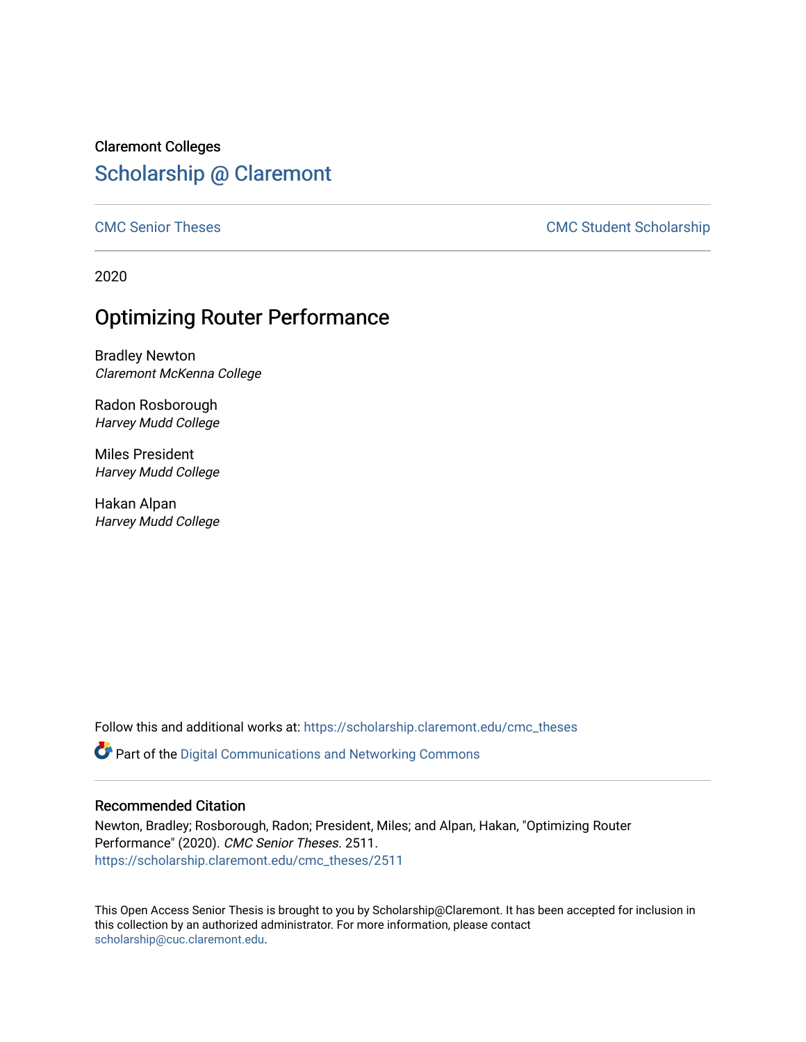Claremont Colleges

Scholarship @ Claremont

CMC Senior Theses | CMC Student Scholarship

2020

# Optimizing Router Performance

Bradley Newton
*Claremont McKenna College*

Radon Rosborough
*Harvey Mudd College*

Miles President
*Harvey Mudd College*

Hakan Alpan
*Harvey Mudd College*

Follow this and additional works at: https://scholarship.claremont.edu/cmc_theses

Part of the Digital Communications and Networking Commons

## Recommended Citation

Newton, Bradley; Rosborough, Radon; President, Miles; and Alpan, Hakan, "Optimizing Router Performance" (2020). *CMC Senior Theses*. 2511.
https://scholarship.claremont.edu/cmc_theses/2511

This Open Access Senior Thesis is brought to you by Scholarship@Claremont. It has been accepted for inclusion in this collection by an authorized administrator. For more information, please contact scholarship@cuc.claremont.edu.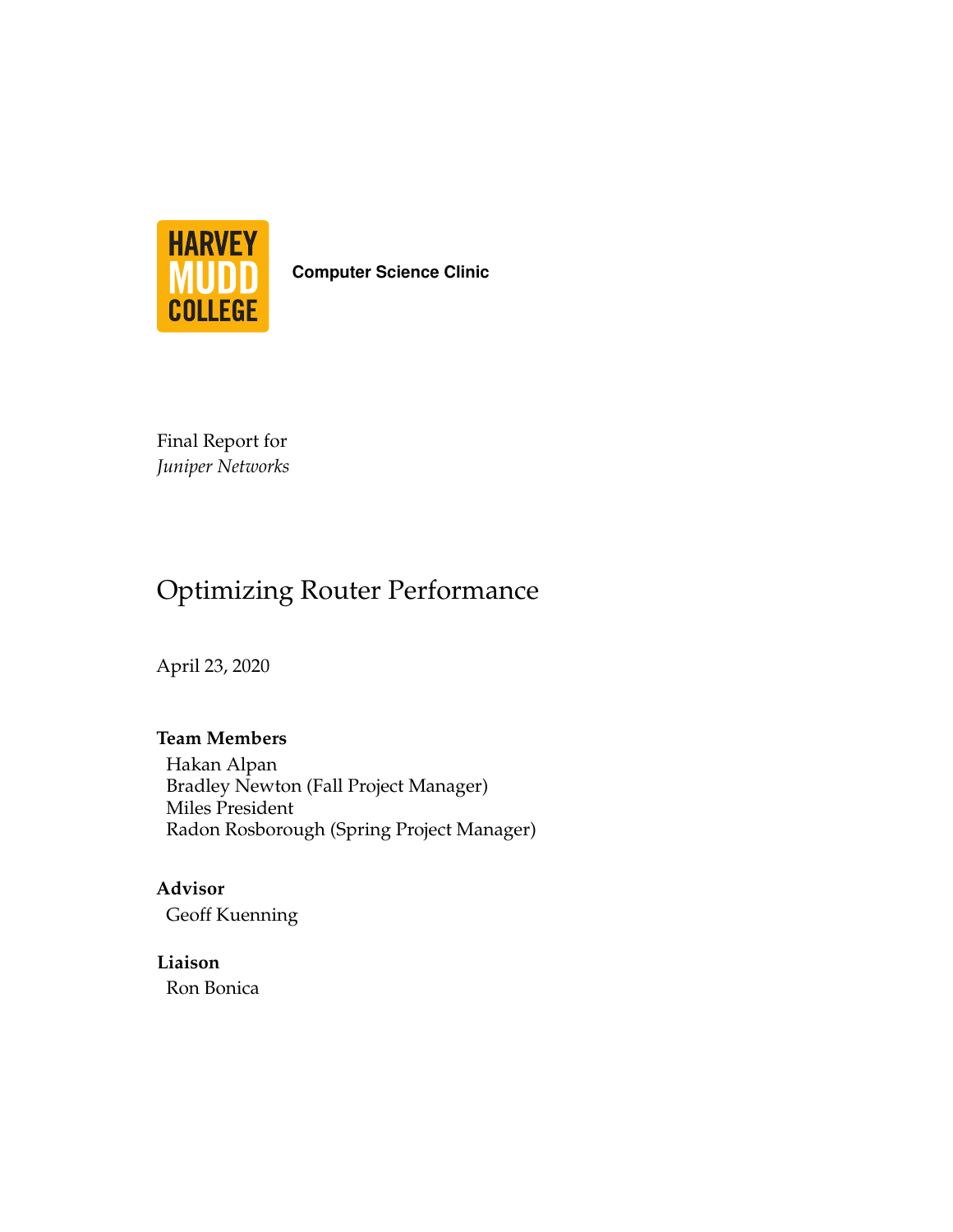HARVEY MUDD COLLEGE

**Computer Science Clinic**

Final Report for
*Juniper Networks*

# Optimizing Router Performance

April 23, 2020

**Team Members**
Hakan Alpan
Bradley Newton (Fall Project Manager)
Miles President
Radon Rosborough (Spring Project Manager)

**Advisor**
Geoff Kuenning

**Liaison**
Ron Bonica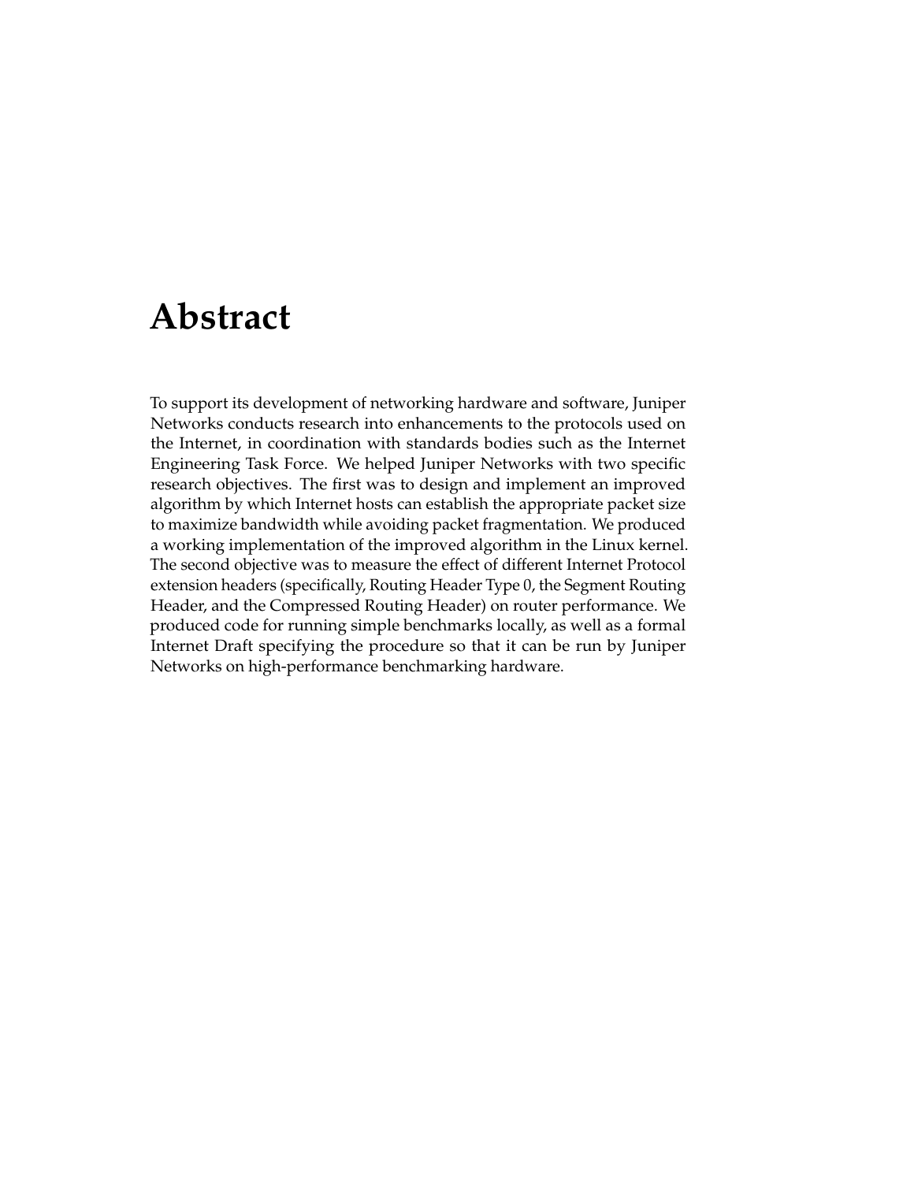# Abstract

To support its development of networking hardware and software, Juniper Networks conducts research into enhancements to the protocols used on the Internet, in coordination with standards bodies such as the Internet Engineering Task Force. We helped Juniper Networks with two specific research objectives. The first was to design and implement an improved algorithm by which Internet hosts can establish the appropriate packet size to maximize bandwidth while avoiding packet fragmentation. We produced a working implementation of the improved algorithm in the Linux kernel. The second objective was to measure the effect of different Internet Protocol extension headers (specifically, Routing Header Type 0, the Segment Routing Header, and the Compressed Routing Header) on router performance. We produced code for running simple benchmarks locally, as well as a formal Internet Draft specifying the procedure so that it can be run by Juniper Networks on high-performance benchmarking hardware.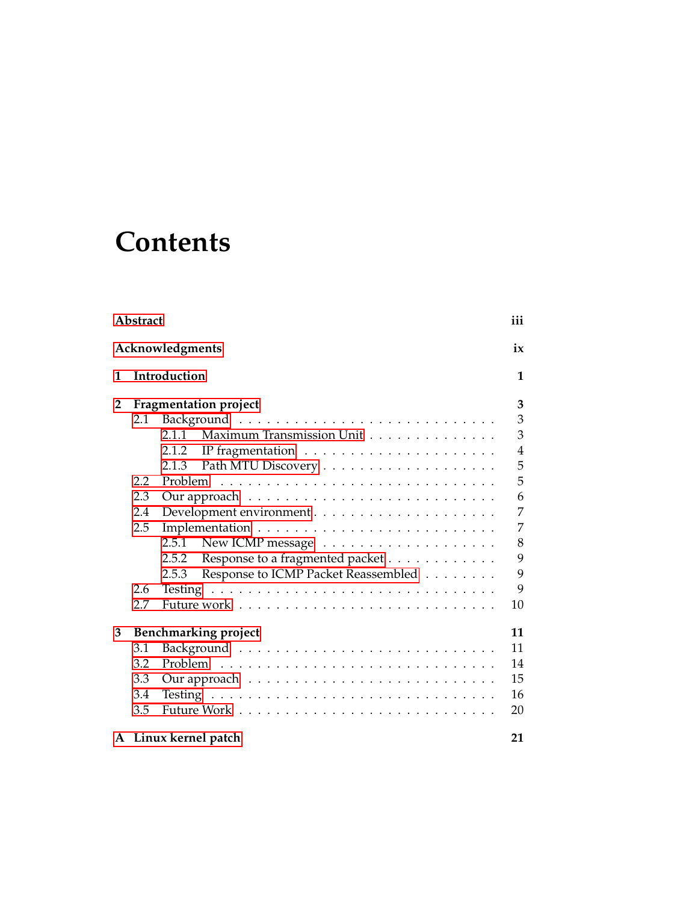# Contents

**Abstract** **iii**

**Acknowledgments** **ix**

**1 Introduction** **1**

**2 Fragmentation project** **3**

- 2.1 Background . . . . . 3
  - 2.1.1 Maximum Transmission Unit . . . . . 3
  - 2.1.2 IP fragmentation . . . . . 4
  - 2.1.3 Path MTU Discovery . . . . . 5
- 2.2 Problem . . . . . 5
- 2.3 Our approach . . . . . 6
- 2.4 Development environment . . . . . 7
- 2.5 Implementation . . . . . 7
  - 2.5.1 New ICMP message . . . . . 8
  - 2.5.2 Response to a fragmented packet . . . . . 9
  - 2.5.3 Response to ICMP Packet Reassembled . . . . . 9
- 2.6 Testing . . . . . 9
- 2.7 Future work . . . . . 10

**3 Benchmarking project** **11**

- 3.1 Background . . . . . 11
- 3.2 Problem . . . . . 14
- 3.3 Our approach . . . . . 15
- 3.4 Testing . . . . . 16
- 3.5 Future Work . . . . . 20

**A Linux kernel patch** **21**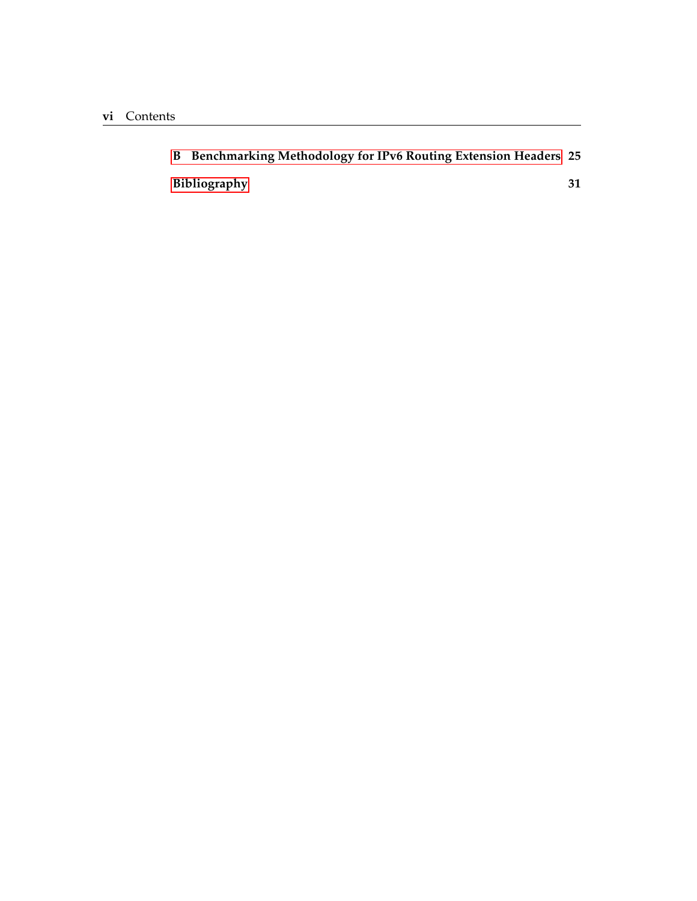**B Benchmarking Methodology for IPv6 Routing Extension Headers** **25**

**Bibliography** **31**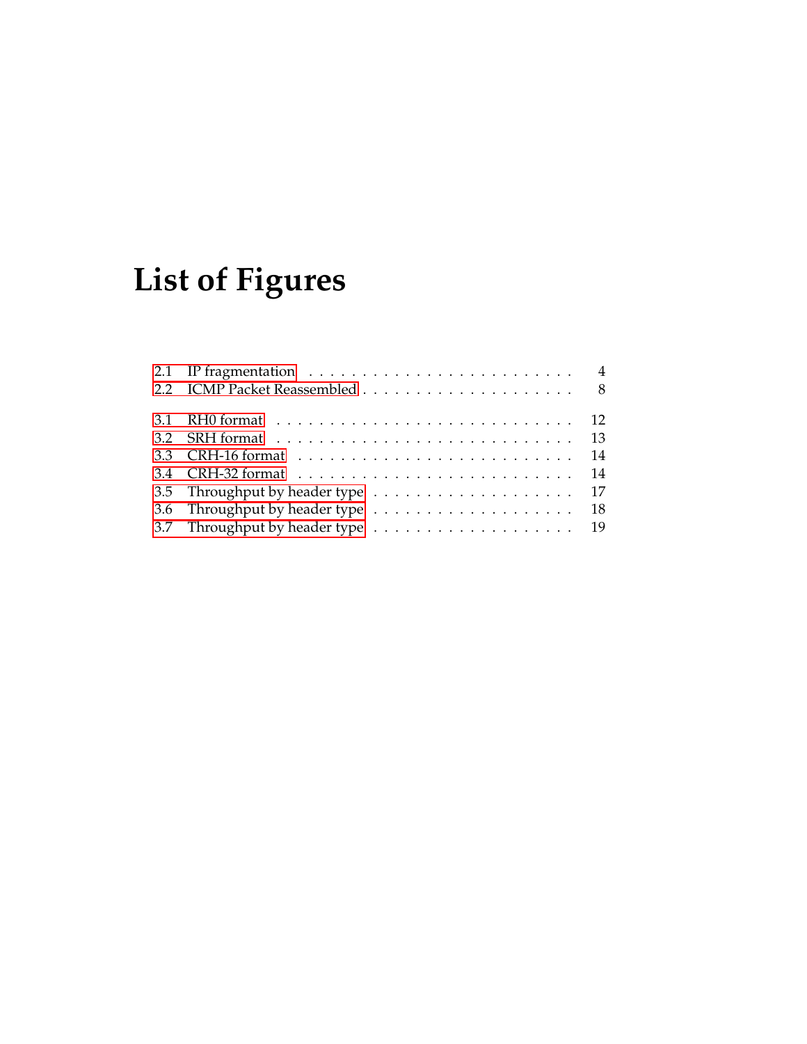# List of Figures

2.1 IP fragmentation . . . . . . . . . . . . . . . . . . . . . . . . . 4
2.2 ICMP Packet Reassembled . . . . . . . . . . . . . . . . . . . . 8

3.1 RH0 format . . . . . . . . . . . . . . . . . . . . . . . . . . . 12
3.2 SRH format . . . . . . . . . . . . . . . . . . . . . . . . . . . 13
3.3 CRH-16 format . . . . . . . . . . . . . . . . . . . . . . . . . 14
3.4 CRH-32 format . . . . . . . . . . . . . . . . . . . . . . . . . 14
3.5 Throughput by header type . . . . . . . . . . . . . . . . . . . 17
3.6 Throughput by header type . . . . . . . . . . . . . . . . . . . 18
3.7 Throughput by header type . . . . . . . . . . . . . . . . . . . 19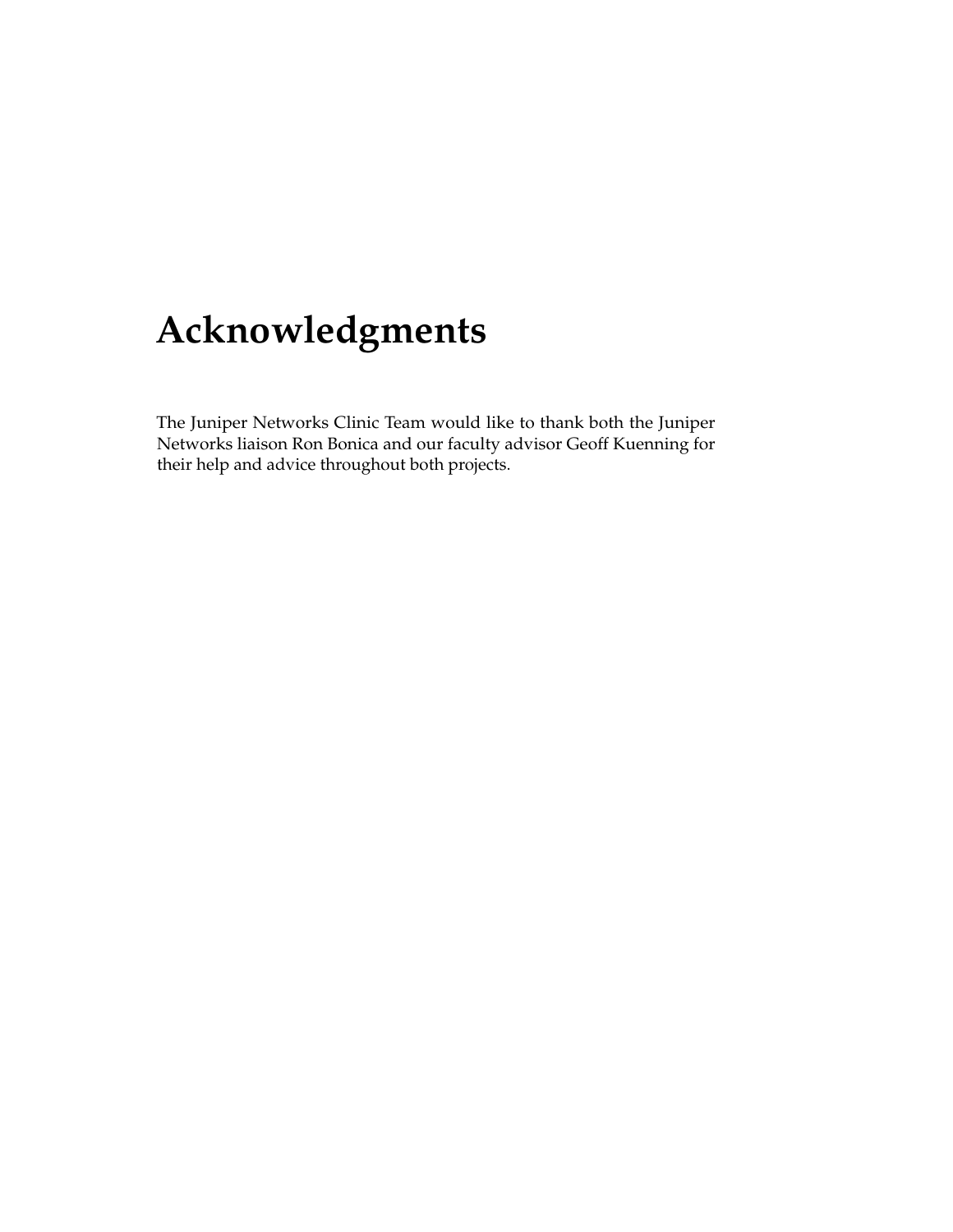# Acknowledgments

The Juniper Networks Clinic Team would like to thank both the Juniper Networks liaison Ron Bonica and our faculty advisor Geoff Kuenning for their help and advice throughout both projects.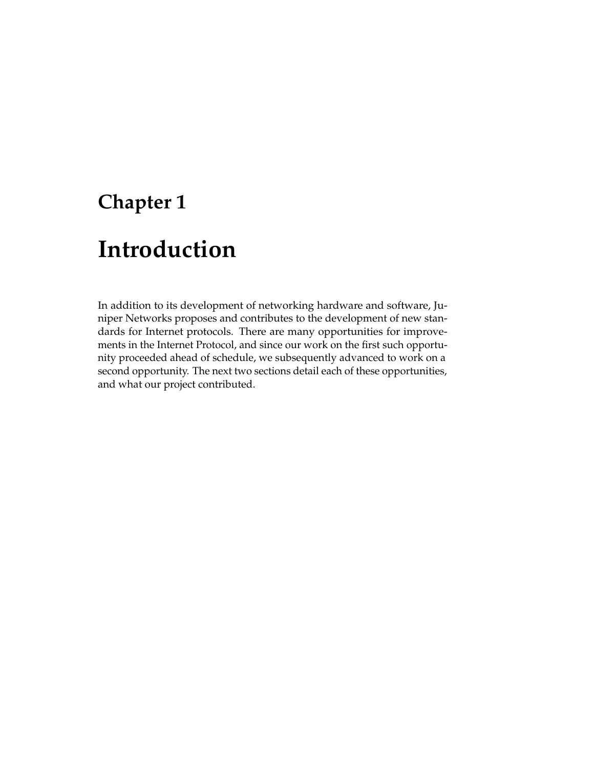# Chapter 1

# Introduction

In addition to its development of networking hardware and software, Juniper Networks proposes and contributes to the development of new standards for Internet protocols. There are many opportunities for improvements in the Internet Protocol, and since our work on the first such opportunity proceeded ahead of schedule, we subsequently advanced to work on a second opportunity. The next two sections detail each of these opportunities, and what our project contributed.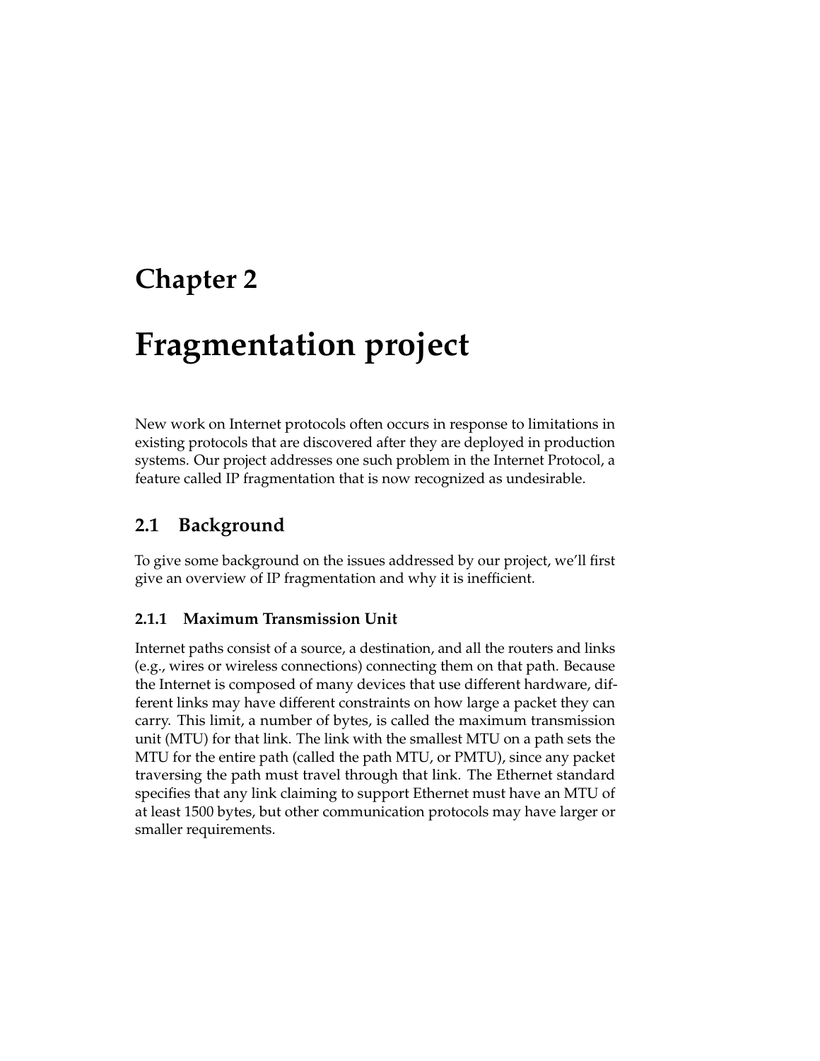# Chapter 2

# Fragmentation project

New work on Internet protocols often occurs in response to limitations in existing protocols that are discovered after they are deployed in production systems. Our project addresses one such problem in the Internet Protocol, a feature called IP fragmentation that is now recognized as undesirable.

## 2.1 Background

To give some background on the issues addressed by our project, we'll first give an overview of IP fragmentation and why it is inefficient.

### 2.1.1 Maximum Transmission Unit

Internet paths consist of a source, a destination, and all the routers and links (e.g., wires or wireless connections) connecting them on that path. Because the Internet is composed of many devices that use different hardware, different links may have different constraints on how large a packet they can carry. This limit, a number of bytes, is called the maximum transmission unit (MTU) for that link. The link with the smallest MTU on a path sets the MTU for the entire path (called the path MTU, or PMTU), since any packet traversing the path must travel through that link. The Ethernet standard specifies that any link claiming to support Ethernet must have an MTU of at least 1500 bytes, but other communication protocols may have larger or smaller requirements.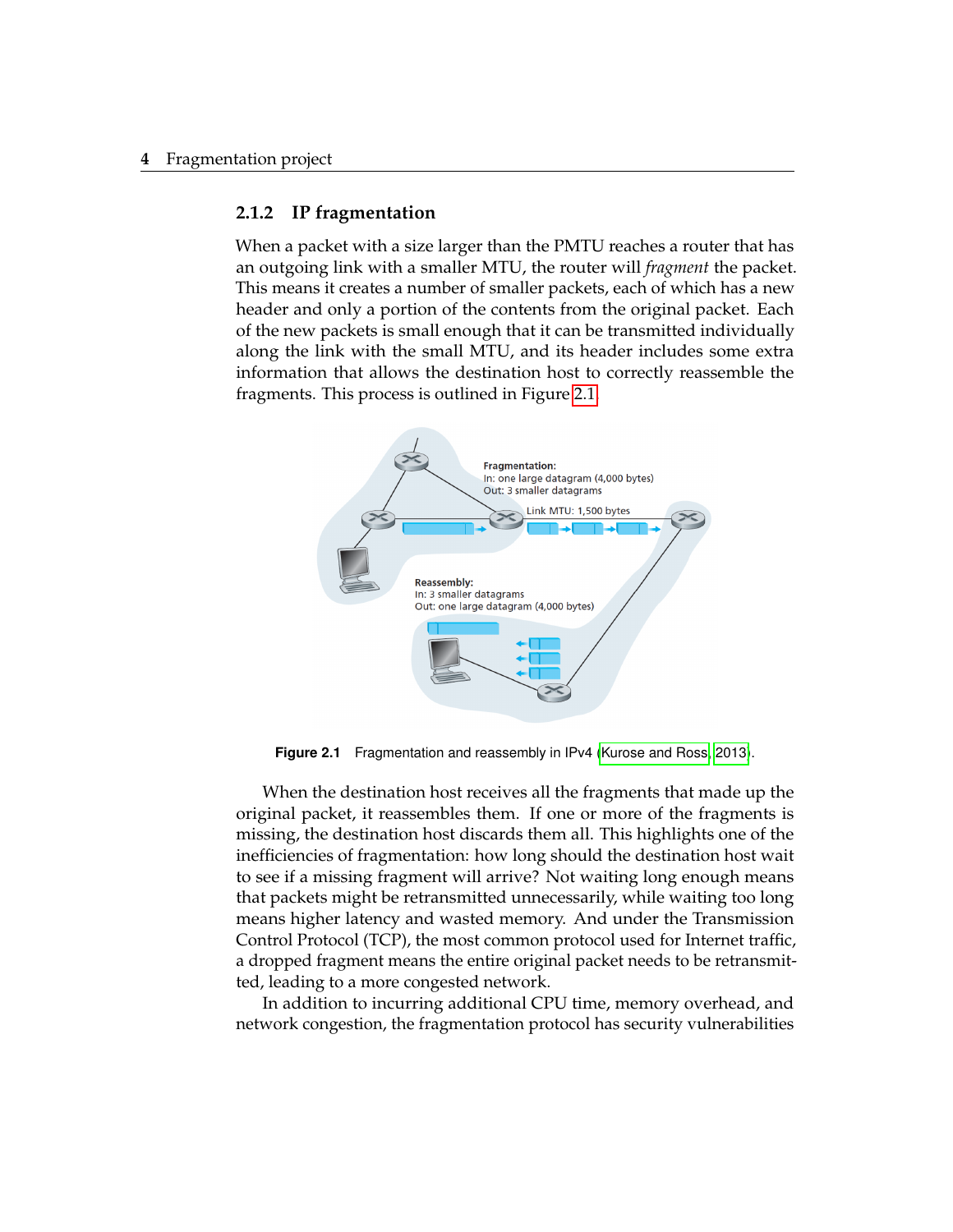### 2.1.2 IP fragmentation

When a packet with a size larger than the PMTU reaches a router that has an outgoing link with a smaller MTU, the router will *fragment* the packet. This means it creates a number of smaller packets, each of which has a new header and only a portion of the contents from the original packet. Each of the new packets is small enough that it can be transmitted individually along the link with the small MTU, and its header includes some extra information that allows the destination host to correctly reassemble the fragments. This process is outlined in Figure 2.1.

**Figure 2.1** Fragmentation and reassembly in IPv4 (Kurose and Ross, 2013).

When the destination host receives all the fragments that made up the original packet, it reassembles them. If one or more of the fragments is missing, the destination host discards them all. This highlights one of the inefficiencies of fragmentation: how long should the destination host wait to see if a missing fragment will arrive? Not waiting long enough means that packets might be retransmitted unnecessarily, while waiting too long means higher latency and wasted memory. And under the Transmission Control Protocol (TCP), the most common protocol used for Internet traffic, a dropped fragment means the entire original packet needs to be retransmitted, leading to a more congested network.

In addition to incurring additional CPU time, memory overhead, and network congestion, the fragmentation protocol has security vulnerabilities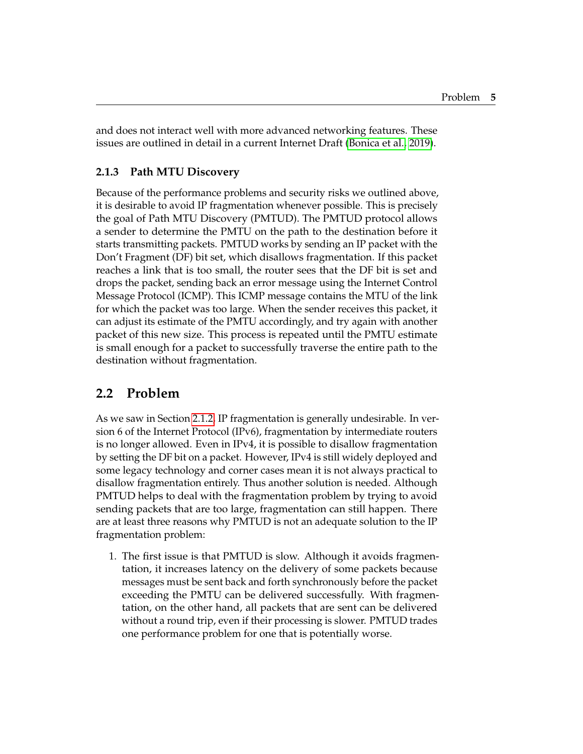and does not interact well with more advanced networking features. These issues are outlined in detail in a current Internet Draft (Bonica et al., 2019).

### 2.1.3 Path MTU Discovery

Because of the performance problems and security risks we outlined above, it is desirable to avoid IP fragmentation whenever possible. This is precisely the goal of Path MTU Discovery (PMTUD). The PMTUD protocol allows a sender to determine the PMTU on the path to the destination before it starts transmitting packets. PMTUD works by sending an IP packet with the Don't Fragment (DF) bit set, which disallows fragmentation. If this packet reaches a link that is too small, the router sees that the DF bit is set and drops the packet, sending back an error message using the Internet Control Message Protocol (ICMP). This ICMP message contains the MTU of the link for which the packet was too large. When the sender receives this packet, it can adjust its estimate of the PMTU accordingly, and try again with another packet of this new size. This process is repeated until the PMTU estimate is small enough for a packet to successfully traverse the entire path to the destination without fragmentation.

## 2.2 Problem

As we saw in Section 2.1.2, IP fragmentation is generally undesirable. In version 6 of the Internet Protocol (IPv6), fragmentation by intermediate routers is no longer allowed. Even in IPv4, it is possible to disallow fragmentation by setting the DF bit on a packet. However, IPv4 is still widely deployed and some legacy technology and corner cases mean it is not always practical to disallow fragmentation entirely. Thus another solution is needed. Although PMTUD helps to deal with the fragmentation problem by trying to avoid sending packets that are too large, fragmentation can still happen. There are at least three reasons why PMTUD is not an adequate solution to the IP fragmentation problem:

1. The first issue is that PMTUD is slow. Although it avoids fragmentation, it increases latency on the delivery of some packets because messages must be sent back and forth synchronously before the packet exceeding the PMTU can be delivered successfully. With fragmentation, on the other hand, all packets that are sent can be delivered without a round trip, even if their processing is slower. PMTUD trades one performance problem for one that is potentially worse.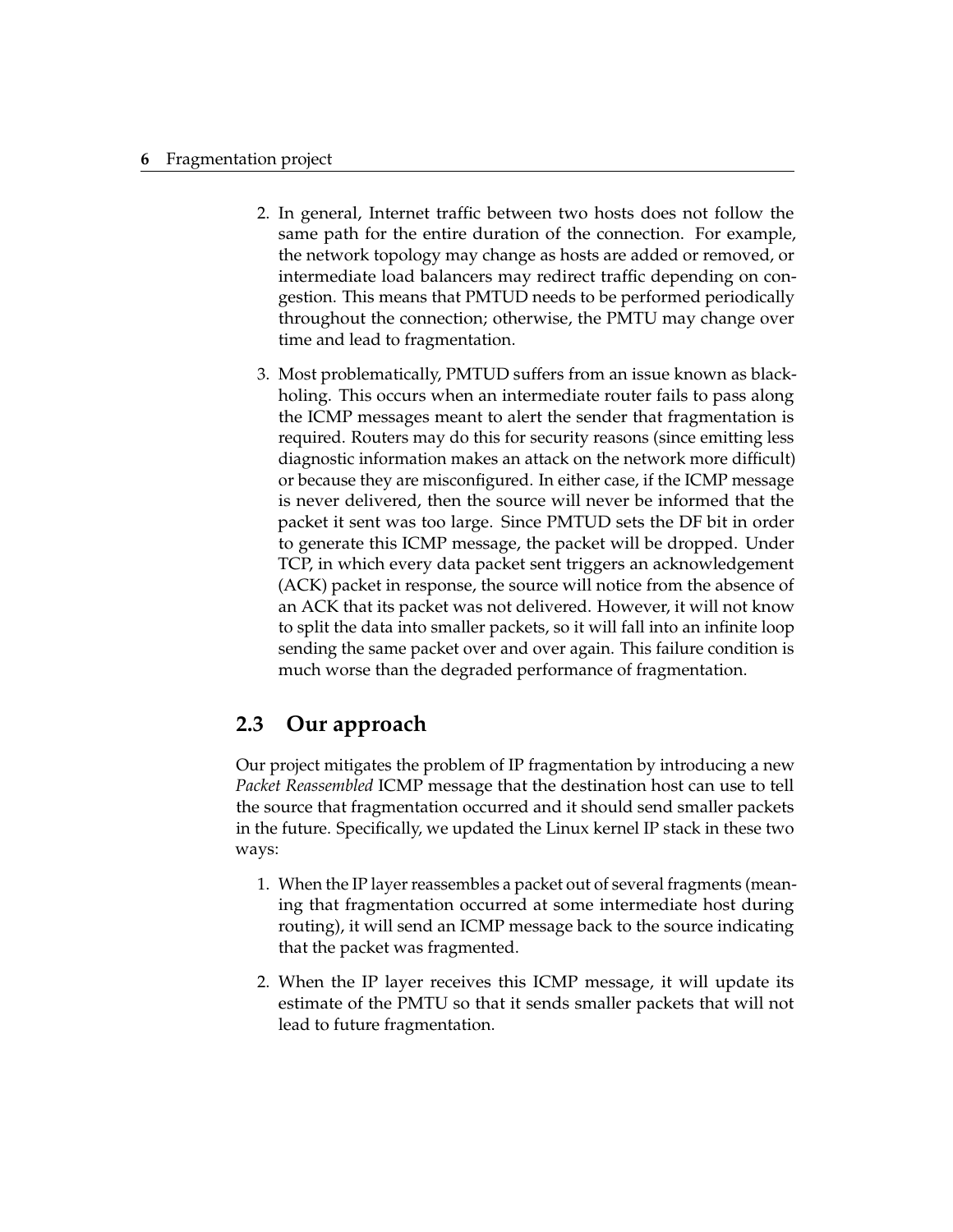2. In general, Internet traffic between two hosts does not follow the same path for the entire duration of the connection. For example, the network topology may change as hosts are added or removed, or intermediate load balancers may redirect traffic depending on congestion. This means that PMTUD needs to be performed periodically throughout the connection; otherwise, the PMTU may change over time and lead to fragmentation.

3. Most problematically, PMTUD suffers from an issue known as blackholing. This occurs when an intermediate router fails to pass along the ICMP messages meant to alert the sender that fragmentation is required. Routers may do this for security reasons (since emitting less diagnostic information makes an attack on the network more difficult) or because they are misconfigured. In either case, if the ICMP message is never delivered, then the source will never be informed that the packet it sent was too large. Since PMTUD sets the DF bit in order to generate this ICMP message, the packet will be dropped. Under TCP, in which every data packet sent triggers an acknowledgement (ACK) packet in response, the source will notice from the absence of an ACK that its packet was not delivered. However, it will not know to split the data into smaller packets, so it will fall into an infinite loop sending the same packet over and over again. This failure condition is much worse than the degraded performance of fragmentation.

## 2.3 Our approach

Our project mitigates the problem of IP fragmentation by introducing a new *Packet Reassembled* ICMP message that the destination host can use to tell the source that fragmentation occurred and it should send smaller packets in the future. Specifically, we updated the Linux kernel IP stack in these two ways:

1. When the IP layer reassembles a packet out of several fragments (meaning that fragmentation occurred at some intermediate host during routing), it will send an ICMP message back to the source indicating that the packet was fragmented.

2. When the IP layer receives this ICMP message, it will update its estimate of the PMTU so that it sends smaller packets that will not lead to future fragmentation.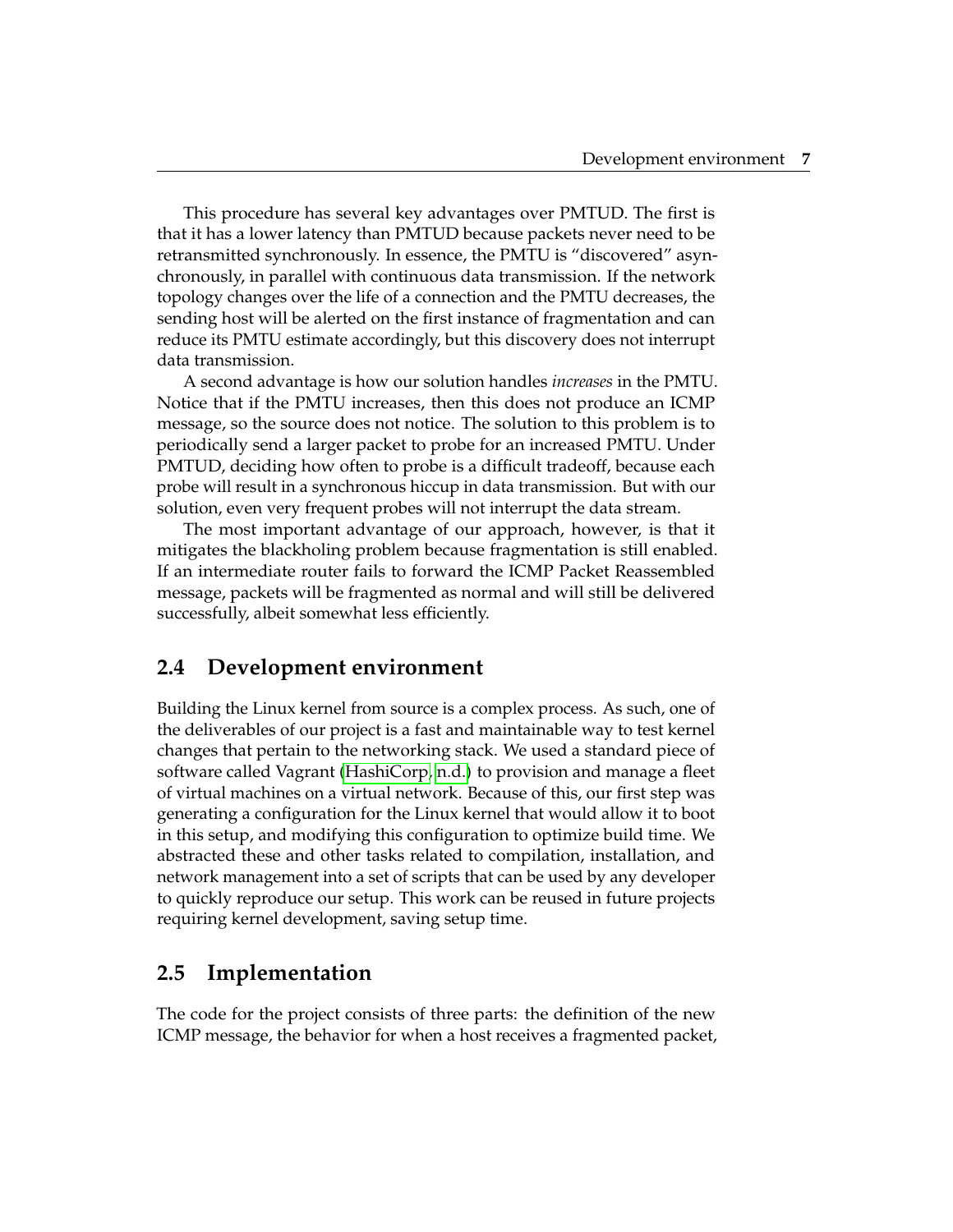This procedure has several key advantages over PMTUD. The first is that it has a lower latency than PMTUD because packets never need to be retransmitted synchronously. In essence, the PMTU is "discovered" asynchronously, in parallel with continuous data transmission. If the network topology changes over the life of a connection and the PMTU decreases, the sending host will be alerted on the first instance of fragmentation and can reduce its PMTU estimate accordingly, but this discovery does not interrupt data transmission.

A second advantage is how our solution handles *increases* in the PMTU. Notice that if the PMTU increases, then this does not produce an ICMP message, so the source does not notice. The solution to this problem is to periodically send a larger packet to probe for an increased PMTU. Under PMTUD, deciding how often to probe is a difficult tradeoff, because each probe will result in a synchronous hiccup in data transmission. But with our solution, even very frequent probes will not interrupt the data stream.

The most important advantage of our approach, however, is that it mitigates the blackholing problem because fragmentation is still enabled. If an intermediate router fails to forward the ICMP Packet Reassembled message, packets will be fragmented as normal and will still be delivered successfully, albeit somewhat less efficiently.

## 2.4 Development environment

Building the Linux kernel from source is a complex process. As such, one of the deliverables of our project is a fast and maintainable way to test kernel changes that pertain to the networking stack. We used a standard piece of software called Vagrant (HashiCorp, n.d.) to provision and manage a fleet of virtual machines on a virtual network. Because of this, our first step was generating a configuration for the Linux kernel that would allow it to boot in this setup, and modifying this configuration to optimize build time. We abstracted these and other tasks related to compilation, installation, and network management into a set of scripts that can be used by any developer to quickly reproduce our setup. This work can be reused in future projects requiring kernel development, saving setup time.

## 2.5 Implementation

The code for the project consists of three parts: the definition of the new ICMP message, the behavior for when a host receives a fragmented packet,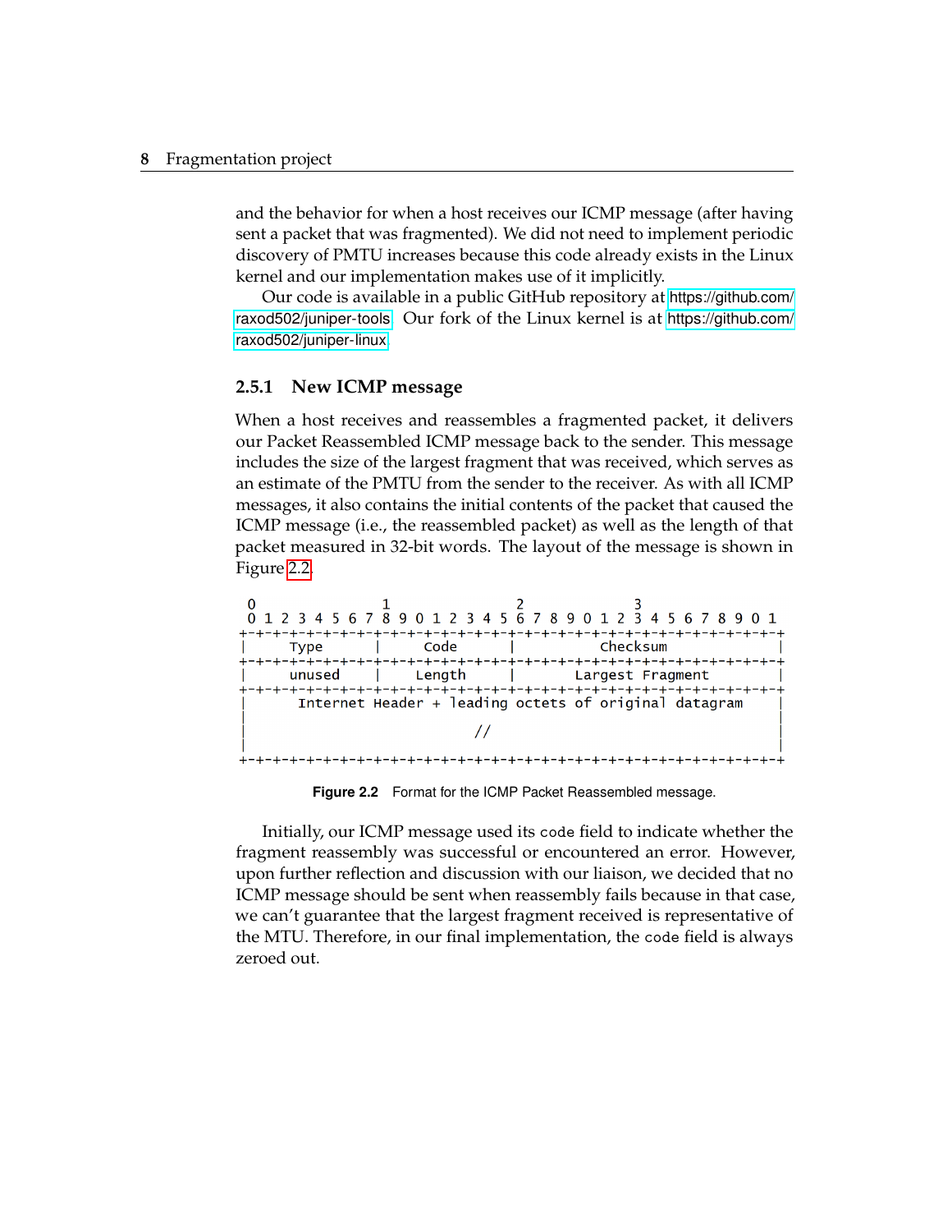and the behavior for when a host receives our ICMP message (after having sent a packet that was fragmented). We did not need to implement periodic discovery of PMTU increases because this code already exists in the Linux kernel and our implementation makes use of it implicitly.

Our code is available in a public GitHub repository at https://github.com/raxod502/juniper-tools. Our fork of the Linux kernel is at https://github.com/raxod502/juniper-linux.

### 2.5.1 New ICMP message

When a host receives and reassembles a fragmented packet, it delivers our Packet Reassembled ICMP message back to the sender. This message includes the size of the largest fragment that was received, which serves as an estimate of the PMTU from the sender to the receiver. As with all ICMP messages, it also contains the initial contents of the packet that caused the ICMP message (i.e., the reassembled packet) as well as the length of that packet measured in 32-bit words. The layout of the message is shown in Figure 2.2.

```
 0                   1                   2                   3
 0 1 2 3 4 5 6 7 8 9 0 1 2 3 4 5 6 7 8 9 0 1 2 3 4 5 6 7 8 9 0 1
+-+-+-+-+-+-+-+-+-+-+-+-+-+-+-+-+-+-+-+-+-+-+-+-+-+-+-+-+-+-+-+-+
|     Type      |     Code      |          Checksum             |
+-+-+-+-+-+-+-+-+-+-+-+-+-+-+-+-+-+-+-+-+-+-+-+-+-+-+-+-+-+-+-+-+
|     unused    |    Length     |       Largest Fragment        |
+-+-+-+-+-+-+-+-+-+-+-+-+-+-+-+-+-+-+-+-+-+-+-+-+-+-+-+-+-+-+-+-+
|      Internet Header + leading octets of original datagram    |
|                                                               |
|                              //                               |
|                                                               |
+-+-+-+-+-+-+-+-+-+-+-+-+-+-+-+-+-+-+-+-+-+-+-+-+-+-+-+-+-+-+-+-+
```

**Figure 2.2** Format for the ICMP Packet Reassembled message.

Initially, our ICMP message used its `code` field to indicate whether the fragment reassembly was successful or encountered an error. However, upon further reflection and discussion with our liaison, we decided that no ICMP message should be sent when reassembly fails because in that case, we can't guarantee that the largest fragment received is representative of the MTU. Therefore, in our final implementation, the `code` field is always zeroed out.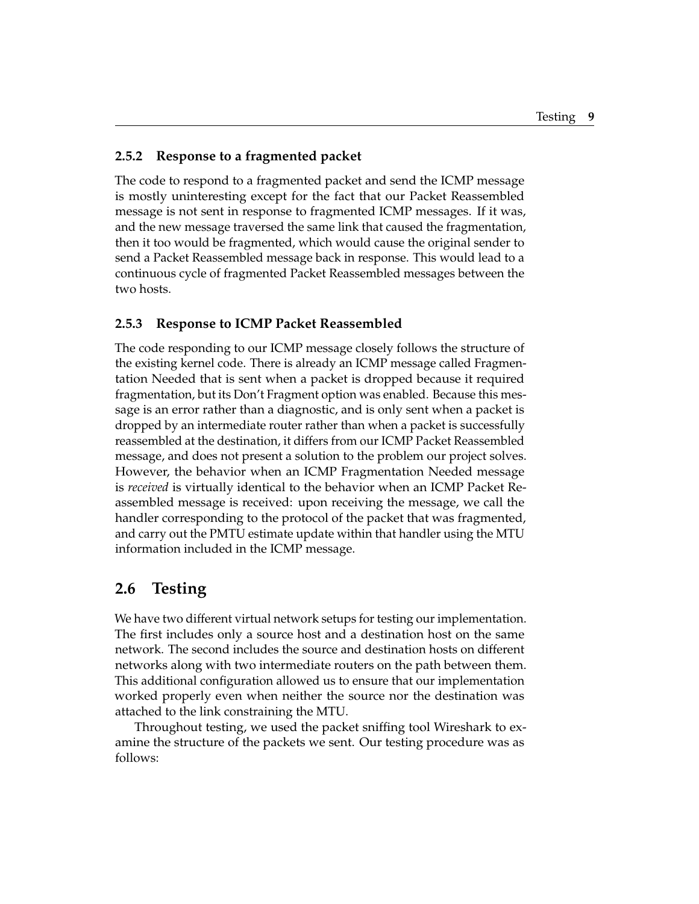### 2.5.2 Response to a fragmented packet

The code to respond to a fragmented packet and send the ICMP message is mostly uninteresting except for the fact that our Packet Reassembled message is not sent in response to fragmented ICMP messages. If it was, and the new message traversed the same link that caused the fragmentation, then it too would be fragmented, which would cause the original sender to send a Packet Reassembled message back in response. This would lead to a continuous cycle of fragmented Packet Reassembled messages between the two hosts.

### 2.5.3 Response to ICMP Packet Reassembled

The code responding to our ICMP message closely follows the structure of the existing kernel code. There is already an ICMP message called Fragmentation Needed that is sent when a packet is dropped because it required fragmentation, but its Don't Fragment option was enabled. Because this message is an error rather than a diagnostic, and is only sent when a packet is dropped by an intermediate router rather than when a packet is successfully reassembled at the destination, it differs from our ICMP Packet Reassembled message, and does not present a solution to the problem our project solves. However, the behavior when an ICMP Fragmentation Needed message is *received* is virtually identical to the behavior when an ICMP Packet Reassembled message is received: upon receiving the message, we call the handler corresponding to the protocol of the packet that was fragmented, and carry out the PMTU estimate update within that handler using the MTU information included in the ICMP message.

## 2.6 Testing

We have two different virtual network setups for testing our implementation. The first includes only a source host and a destination host on the same network. The second includes the source and destination hosts on different networks along with two intermediate routers on the path between them. This additional configuration allowed us to ensure that our implementation worked properly even when neither the source nor the destination was attached to the link constraining the MTU.

Throughout testing, we used the packet sniffing tool Wireshark to examine the structure of the packets we sent. Our testing procedure was as follows: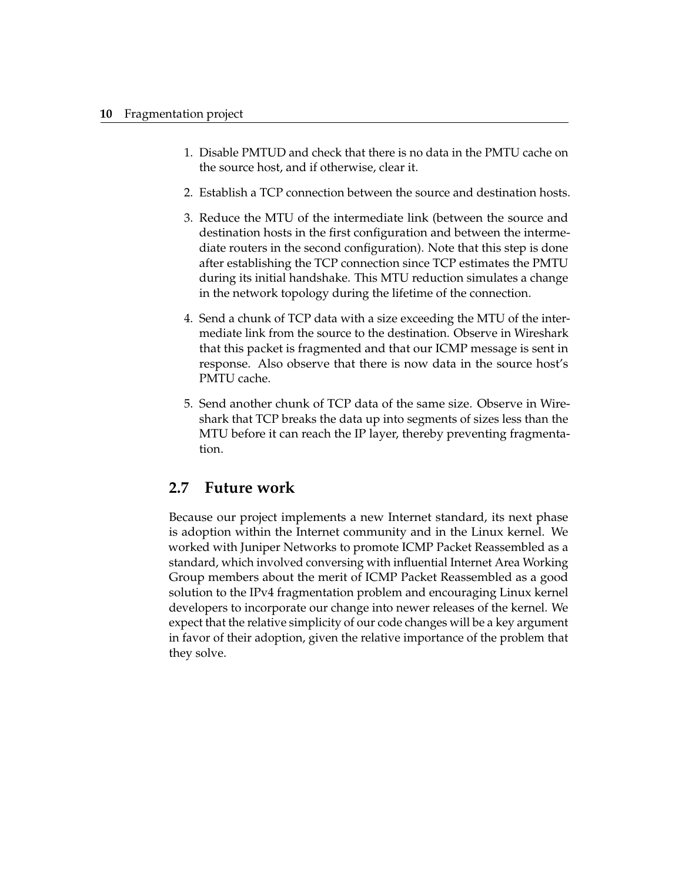1. Disable PMTUD and check that there is no data in the PMTU cache on the source host, and if otherwise, clear it.
2. Establish a TCP connection between the source and destination hosts.
3. Reduce the MTU of the intermediate link (between the source and destination hosts in the first configuration and between the intermediate routers in the second configuration). Note that this step is done after establishing the TCP connection since TCP estimates the PMTU during its initial handshake. This MTU reduction simulates a change in the network topology during the lifetime of the connection.
4. Send a chunk of TCP data with a size exceeding the MTU of the intermediate link from the source to the destination. Observe in Wireshark that this packet is fragmented and that our ICMP message is sent in response. Also observe that there is now data in the source host's PMTU cache.
5. Send another chunk of TCP data of the same size. Observe in Wireshark that TCP breaks the data up into segments of sizes less than the MTU before it can reach the IP layer, thereby preventing fragmentation.

## 2.7 Future work

Because our project implements a new Internet standard, its next phase is adoption within the Internet community and in the Linux kernel. We worked with Juniper Networks to promote ICMP Packet Reassembled as a standard, which involved conversing with influential Internet Area Working Group members about the merit of ICMP Packet Reassembled as a good solution to the IPv4 fragmentation problem and encouraging Linux kernel developers to incorporate our change into newer releases of the kernel. We expect that the relative simplicity of our code changes will be a key argument in favor of their adoption, given the relative importance of the problem that they solve.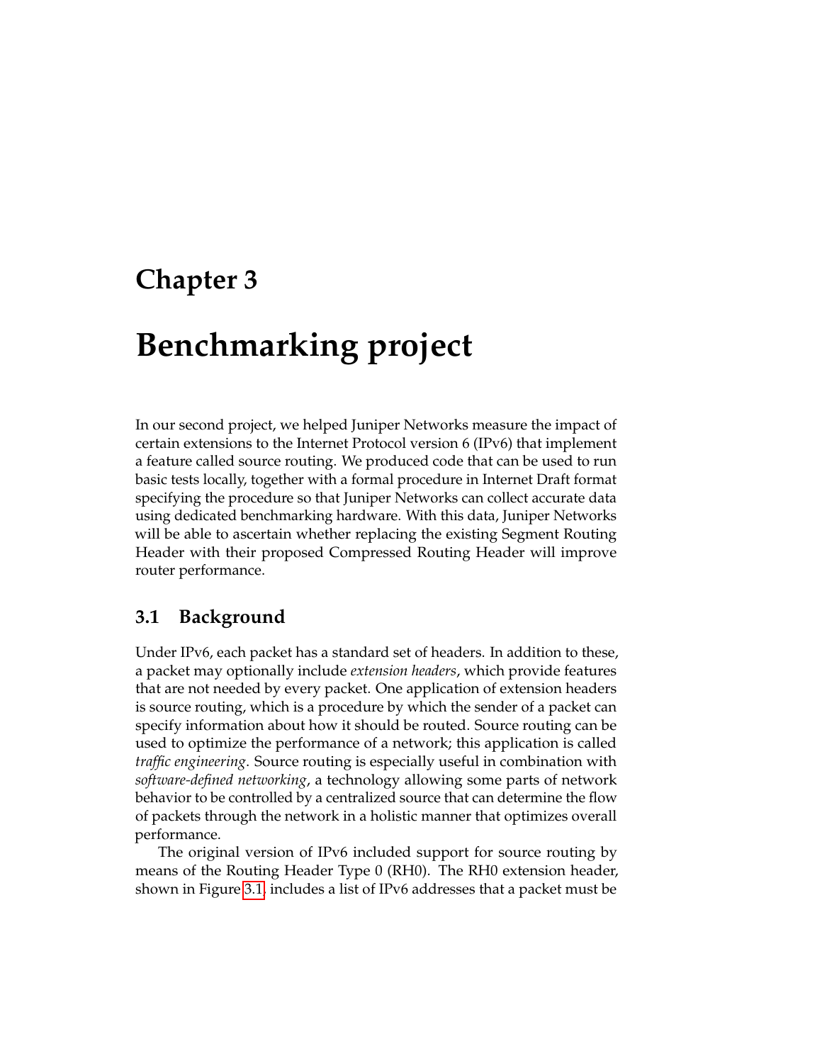# Chapter 3

# Benchmarking project

In our second project, we helped Juniper Networks measure the impact of certain extensions to the Internet Protocol version 6 (IPv6) that implement a feature called source routing. We produced code that can be used to run basic tests locally, together with a formal procedure in Internet Draft format specifying the procedure so that Juniper Networks can collect accurate data using dedicated benchmarking hardware. With this data, Juniper Networks will be able to ascertain whether replacing the existing Segment Routing Header with their proposed Compressed Routing Header will improve router performance.

## 3.1 Background

Under IPv6, each packet has a standard set of headers. In addition to these, a packet may optionally include *extension headers*, which provide features that are not needed by every packet. One application of extension headers is source routing, which is a procedure by which the sender of a packet can specify information about how it should be routed. Source routing can be used to optimize the performance of a network; this application is called *traffic engineering*. Source routing is especially useful in combination with *software-defined networking*, a technology allowing some parts of network behavior to be controlled by a centralized source that can determine the flow of packets through the network in a holistic manner that optimizes overall performance.

The original version of IPv6 included support for source routing by means of the Routing Header Type 0 (RH0). The RH0 extension header, shown in Figure 3.1, includes a list of IPv6 addresses that a packet must be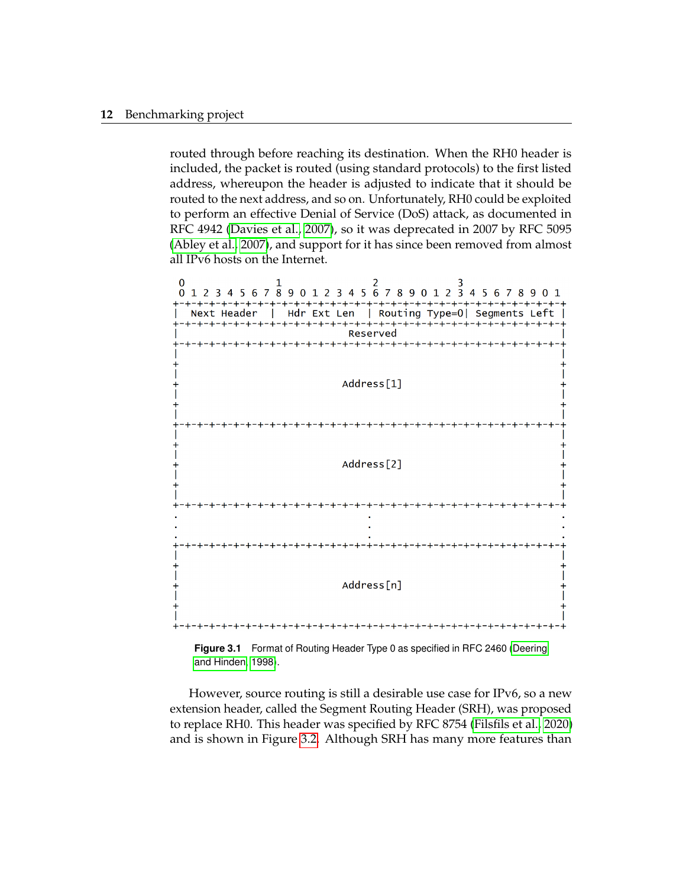routed through before reaching its destination. When the RH0 header is included, the packet is routed (using standard protocols) to the first listed address, whereupon the header is adjusted to indicate that it should be routed to the next address, and so on. Unfortunately, RH0 could be exploited to perform an effective Denial of Service (DoS) attack, as documented in RFC 4942 (Davies et al., 2007), so it was deprecated in 2007 by RFC 5095 (Abley et al., 2007), and support for it has since been removed from almost all IPv6 hosts on the Internet.

```
 0                   1                   2                   3
 0 1 2 3 4 5 6 7 8 9 0 1 2 3 4 5 6 7 8 9 0 1 2 3 4 5 6 7 8 9 0 1
+-+-+-+-+-+-+-+-+-+-+-+-+-+-+-+-+-+-+-+-+-+-+-+-+-+-+-+-+-+-+-+-+
|  Next Header  |  Hdr Ext Len  | Routing Type=0| Segments Left |
+-+-+-+-+-+-+-+-+-+-+-+-+-+-+-+-+-+-+-+-+-+-+-+-+-+-+-+-+-+-+-+-+
|                            Reserved                           |
+-+-+-+-+-+-+-+-+-+-+-+-+-+-+-+-+-+-+-+-+-+-+-+-+-+-+-+-+-+-+-+-+
|                                                               |
+                                                               +
|                                                               |
+                           Address[1]                          +
|                                                               |
+                                                               +
|                                                               |
+-+-+-+-+-+-+-+-+-+-+-+-+-+-+-+-+-+-+-+-+-+-+-+-+-+-+-+-+-+-+-+-+
|                                                               |
+                                                               +
|                                                               |
+                           Address[2]                          +
|                                                               |
+                                                               +
|                                                               |
+-+-+-+-+-+-+-+-+-+-+-+-+-+-+-+-+-+-+-+-+-+-+-+-+-+-+-+-+-+-+-+-+
.                               .                               .
.                               .                               .
.                               .                               .
+-+-+-+-+-+-+-+-+-+-+-+-+-+-+-+-+-+-+-+-+-+-+-+-+-+-+-+-+-+-+-+-+
|                                                               |
+                                                               +
|                                                               |
+                           Address[n]                          +
|                                                               |
+                                                               +
|                                                               |
+-+-+-+-+-+-+-+-+-+-+-+-+-+-+-+-+-+-+-+-+-+-+-+-+-+-+-+-+-+-+-+-+
```

**Figure 3.1** Format of Routing Header Type 0 as specified in RFC 2460 (Deering and Hinden, 1998).

However, source routing is still a desirable use case for IPv6, so a new extension header, called the Segment Routing Header (SRH), was proposed to replace RH0. This header was specified by RFC 8754 (Filsfils et al., 2020) and is shown in Figure 3.2. Although SRH has many more features than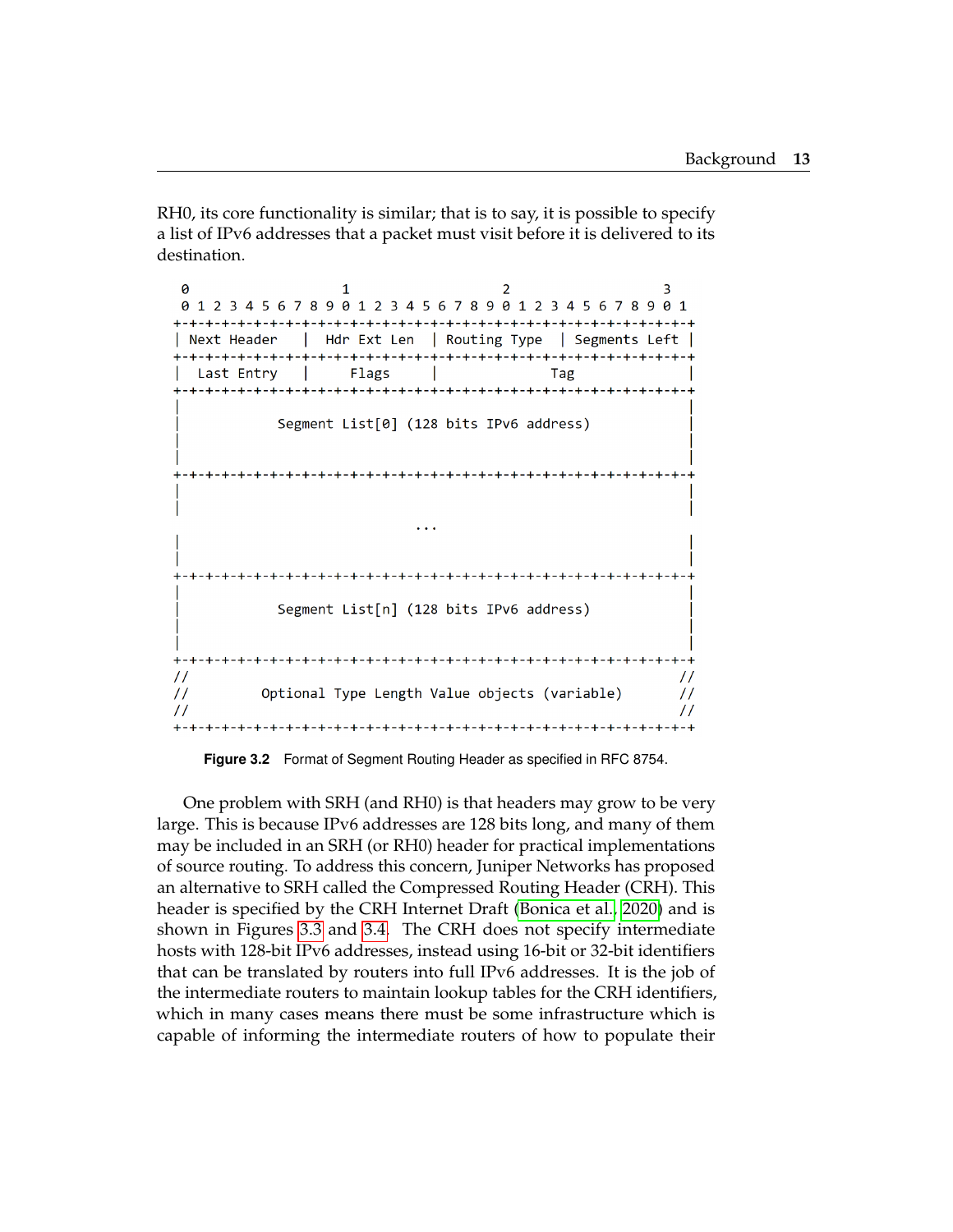RH0, its core functionality is similar; that is to say, it is possible to specify a list of IPv6 addresses that a packet must visit before it is delivered to its destination.

```
 0                   1                   2                   3
 0 1 2 3 4 5 6 7 8 9 0 1 2 3 4 5 6 7 8 9 0 1 2 3 4 5 6 7 8 9 0 1
+-+-+-+-+-+-+-+-+-+-+-+-+-+-+-+-+-+-+-+-+-+-+-+-+-+-+-+-+-+-+-+-+
| Next Header   |  Hdr Ext Len  | Routing Type  | Segments Left |
+-+-+-+-+-+-+-+-+-+-+-+-+-+-+-+-+-+-+-+-+-+-+-+-+-+-+-+-+-+-+-+-+
|  Last Entry   |     Flags     |              Tag              |
+-+-+-+-+-+-+-+-+-+-+-+-+-+-+-+-+-+-+-+-+-+-+-+-+-+-+-+-+-+-+-+-+
|                                                               |
|            Segment List[0] (128 bits IPv6 address)            |
|                                                               |
|                                                               |
+-+-+-+-+-+-+-+-+-+-+-+-+-+-+-+-+-+-+-+-+-+-+-+-+-+-+-+-+-+-+-+-+
|                                                               |
|                                                               |
                              ...
|                                                               |
|                                                               |
+-+-+-+-+-+-+-+-+-+-+-+-+-+-+-+-+-+-+-+-+-+-+-+-+-+-+-+-+-+-+-+-+
|                                                               |
|            Segment List[n] (128 bits IPv6 address)            |
|                                                               |
|                                                               |
+-+-+-+-+-+-+-+-+-+-+-+-+-+-+-+-+-+-+-+-+-+-+-+-+-+-+-+-+-+-+-+-+
//                                                             //
//         Optional Type Length Value objects (variable)       //
//                                                             //
+-+-+-+-+-+-+-+-+-+-+-+-+-+-+-+-+-+-+-+-+-+-+-+-+-+-+-+-+-+-+-+-+
```

**Figure 3.2** Format of Segment Routing Header as specified in RFC 8754.

One problem with SRH (and RH0) is that headers may grow to be very large. This is because IPv6 addresses are 128 bits long, and many of them may be included in an SRH (or RH0) header for practical implementations of source routing. To address this concern, Juniper Networks has proposed an alternative to SRH called the Compressed Routing Header (CRH). This header is specified by the CRH Internet Draft (Bonica et al., 2020) and is shown in Figures 3.3 and 3.4. The CRH does not specify intermediate hosts with 128-bit IPv6 addresses, instead using 16-bit or 32-bit identifiers that can be translated by routers into full IPv6 addresses. It is the job of the intermediate routers to maintain lookup tables for the CRH identifiers, which in many cases means there must be some infrastructure which is capable of informing the intermediate routers of how to populate their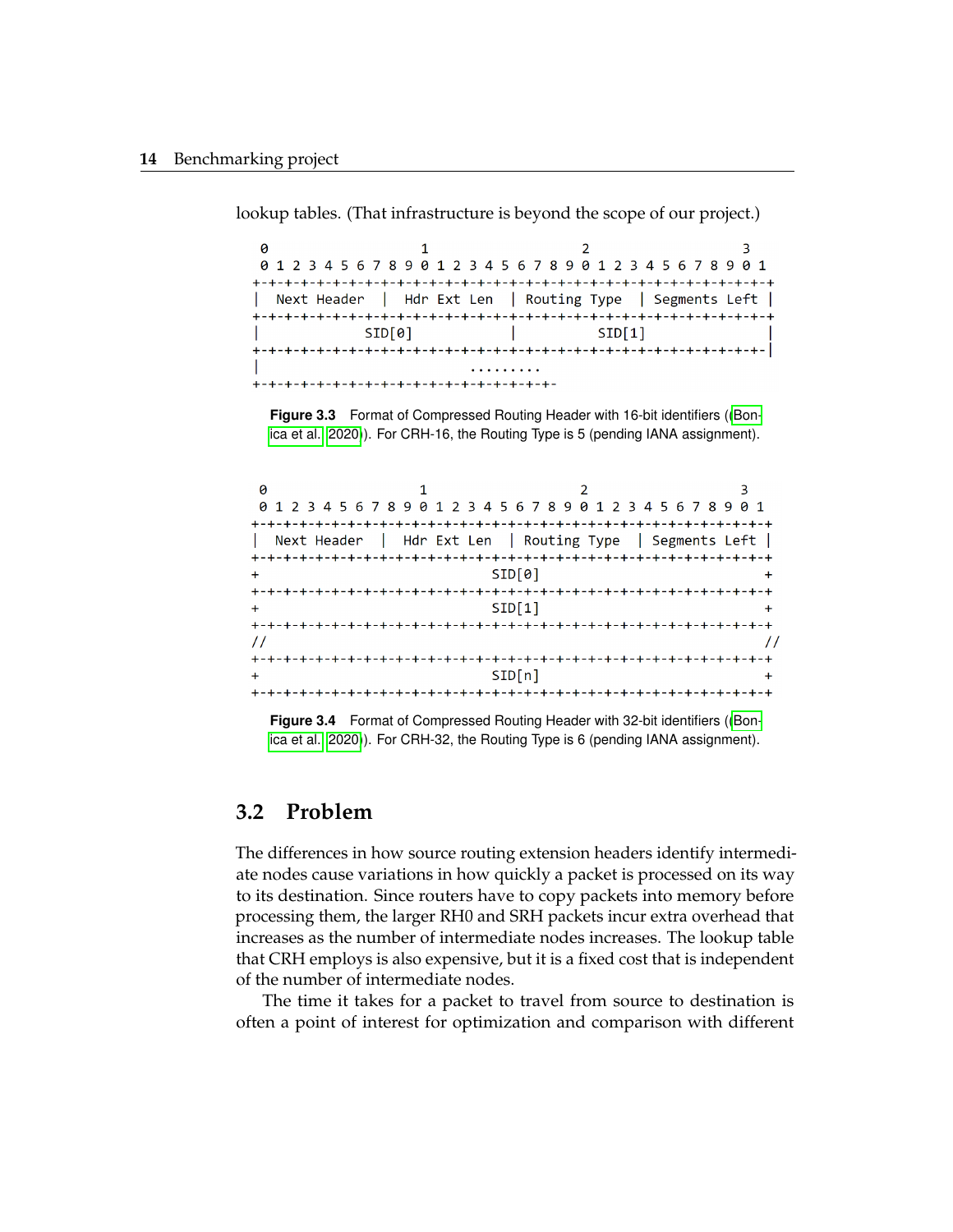lookup tables. (That infrastructure is beyond the scope of our project.)

```
 0                   1                   2                   3
 0 1 2 3 4 5 6 7 8 9 0 1 2 3 4 5 6 7 8 9 0 1 2 3 4 5 6 7 8 9 0 1
+-+-+-+-+-+-+-+-+-+-+-+-+-+-+-+-+-+-+-+-+-+-+-+-+-+-+-+-+-+-+-+-+
|  Next Header  |  Hdr Ext Len  | Routing Type  | Segments Left |
+-+-+-+-+-+-+-+-+-+-+-+-+-+-+-+-+-+-+-+-+-+-+-+-+-+-+-+-+-+-+-+-+
|             SID[0]            |            SID[1]             |
+-+-+-+-+-+-+-+-+-+-+-+-+-+-+-+-+-+-+-+-+-+-+-+-+-+-+-+-+-+-+-+-|
|                           .........
+-+-+-+-+-+-+-+-+-+-+-+-+-+-+-+-+-+-+-+-+-+-+-
```

**Figure 3.3** Format of Compressed Routing Header with 16-bit identifiers ((Bonica et al. 2020)). For CRH-16, the Routing Type is 5 (pending IANA assignment).

```
 0                   1                   2                   3
 0 1 2 3 4 5 6 7 8 9 0 1 2 3 4 5 6 7 8 9 0 1 2 3 4 5 6 7 8 9 0 1
+-+-+-+-+-+-+-+-+-+-+-+-+-+-+-+-+-+-+-+-+-+-+-+-+-+-+-+-+-+-+-+-+
|  Next Header  |  Hdr Ext Len  | Routing Type  | Segments Left |
+-+-+-+-+-+-+-+-+-+-+-+-+-+-+-+-+-+-+-+-+-+-+-+-+-+-+-+-+-+-+-+-+
+                             SID[0]                            +
+-+-+-+-+-+-+-+-+-+-+-+-+-+-+-+-+-+-+-+-+-+-+-+-+-+-+-+-+-+-+-+-+
+                             SID[1]                            +
+-+-+-+-+-+-+-+-+-+-+-+-+-+-+-+-+-+-+-+-+-+-+-+-+-+-+-+-+-+-+-+-+
//                                                             //
+-+-+-+-+-+-+-+-+-+-+-+-+-+-+-+-+-+-+-+-+-+-+-+-+-+-+-+-+-+-+-+-+
+                             SID[n]                            +
+-+-+-+-+-+-+-+-+-+-+-+-+-+-+-+-+-+-+-+-+-+-+-+-+-+-+-+-+-+-+-+-+
```

**Figure 3.4** Format of Compressed Routing Header with 32-bit identifiers ((Bonica et al. 2020)). For CRH-32, the Routing Type is 6 (pending IANA assignment).

## 3.2 Problem

The differences in how source routing extension headers identify intermediate nodes cause variations in how quickly a packet is processed on its way to its destination. Since routers have to copy packets into memory before processing them, the larger RH0 and SRH packets incur extra overhead that increases as the number of intermediate nodes increases. The lookup table that CRH employs is also expensive, but it is a fixed cost that is independent of the number of intermediate nodes.

The time it takes for a packet to travel from source to destination is often a point of interest for optimization and comparison with different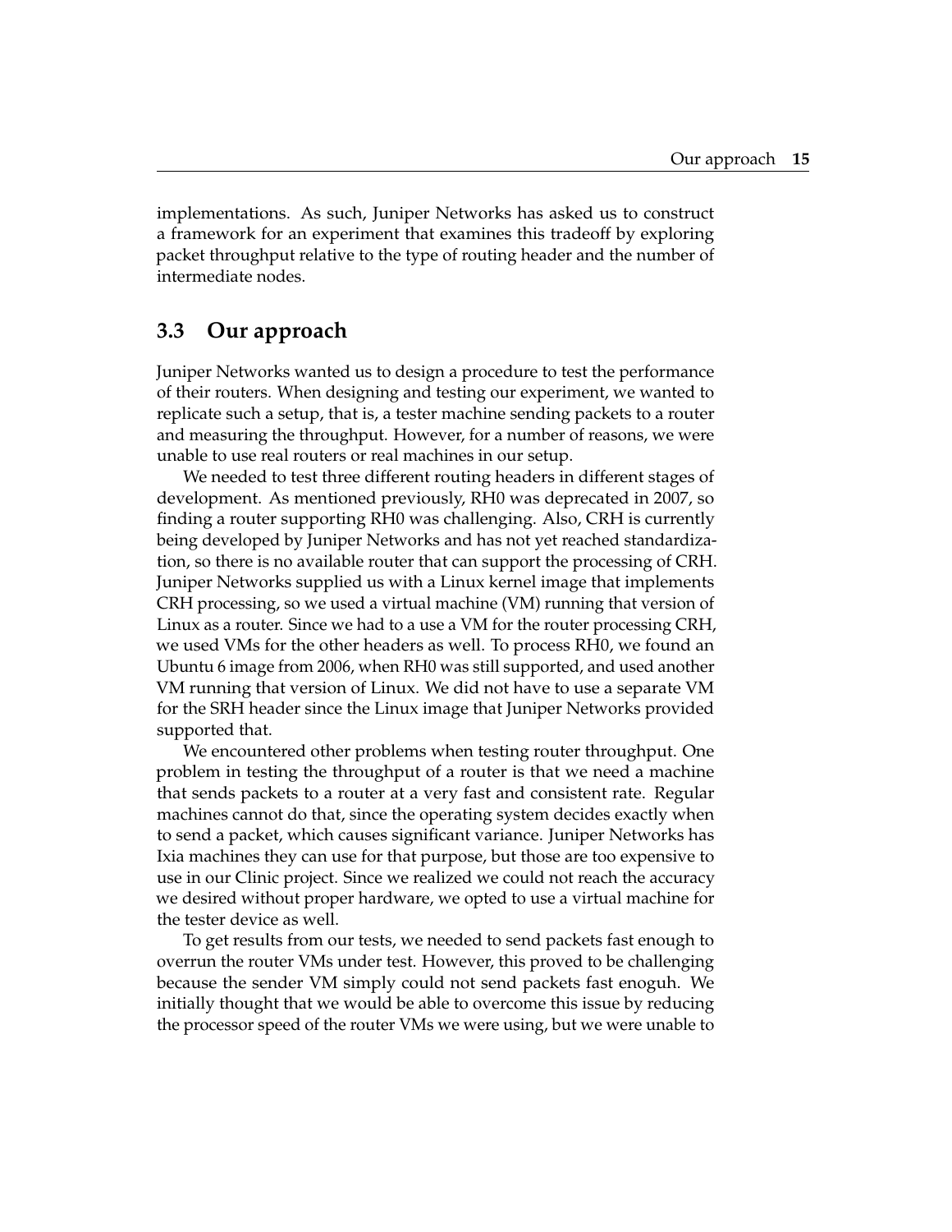implementations. As such, Juniper Networks has asked us to construct a framework for an experiment that examines this tradeoff by exploring packet throughput relative to the type of routing header and the number of intermediate nodes.

## 3.3 Our approach

Juniper Networks wanted us to design a procedure to test the performance of their routers. When designing and testing our experiment, we wanted to replicate such a setup, that is, a tester machine sending packets to a router and measuring the throughput. However, for a number of reasons, we were unable to use real routers or real machines in our setup.

We needed to test three different routing headers in different stages of development. As mentioned previously, RH0 was deprecated in 2007, so finding a router supporting RH0 was challenging. Also, CRH is currently being developed by Juniper Networks and has not yet reached standardization, so there is no available router that can support the processing of CRH. Juniper Networks supplied us with a Linux kernel image that implements CRH processing, so we used a virtual machine (VM) running that version of Linux as a router. Since we had to a use a VM for the router processing CRH, we used VMs for the other headers as well. To process RH0, we found an Ubuntu 6 image from 2006, when RH0 was still supported, and used another VM running that version of Linux. We did not have to use a separate VM for the SRH header since the Linux image that Juniper Networks provided supported that.

We encountered other problems when testing router throughput. One problem in testing the throughput of a router is that we need a machine that sends packets to a router at a very fast and consistent rate. Regular machines cannot do that, since the operating system decides exactly when to send a packet, which causes significant variance. Juniper Networks has Ixia machines they can use for that purpose, but those are too expensive to use in our Clinic project. Since we realized we could not reach the accuracy we desired without proper hardware, we opted to use a virtual machine for the tester device as well.

To get results from our tests, we needed to send packets fast enough to overrun the router VMs under test. However, this proved to be challenging because the sender VM simply could not send packets fast enoguh. We initially thought that we would be able to overcome this issue by reducing the processor speed of the router VMs we were using, but we were unable to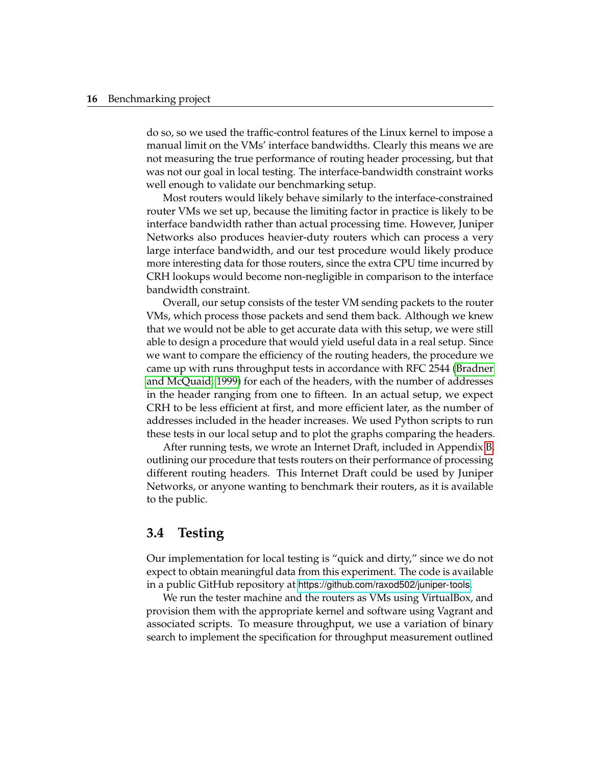do so, so we used the traffic-control features of the Linux kernel to impose a manual limit on the VMs' interface bandwidths. Clearly this means we are not measuring the true performance of routing header processing, but that was not our goal in local testing. The interface-bandwidth constraint works well enough to validate our benchmarking setup.

Most routers would likely behave similarly to the interface-constrained router VMs we set up, because the limiting factor in practice is likely to be interface bandwidth rather than actual processing time. However, Juniper Networks also produces heavier-duty routers which can process a very large interface bandwidth, and our test procedure would likely produce more interesting data for those routers, since the extra CPU time incurred by CRH lookups would become non-negligible in comparison to the interface bandwidth constraint.

Overall, our setup consists of the tester VM sending packets to the router VMs, which process those packets and send them back. Although we knew that we would not be able to get accurate data with this setup, we were still able to design a procedure that would yield useful data in a real setup. Since we want to compare the efficiency of the routing headers, the procedure we came up with runs throughput tests in accordance with RFC 2544 (Bradner and McQuaid, 1999) for each of the headers, with the number of addresses in the header ranging from one to fifteen. In an actual setup, we expect CRH to be less efficient at first, and more efficient later, as the number of addresses included in the header increases. We used Python scripts to run these tests in our local setup and to plot the graphs comparing the headers.

After running tests, we wrote an Internet Draft, included in Appendix B, outlining our procedure that tests routers on their performance of processing different routing headers. This Internet Draft could be used by Juniper Networks, or anyone wanting to benchmark their routers, as it is available to the public.

## 3.4 Testing

Our implementation for local testing is "quick and dirty," since we do not expect to obtain meaningful data from this experiment. The code is available in a public GitHub repository at https://github.com/raxod502/juniper-tools.

We run the tester machine and the routers as VMs using VirtualBox, and provision them with the appropriate kernel and software using Vagrant and associated scripts. To measure throughput, we use a variation of binary search to implement the specification for throughput measurement outlined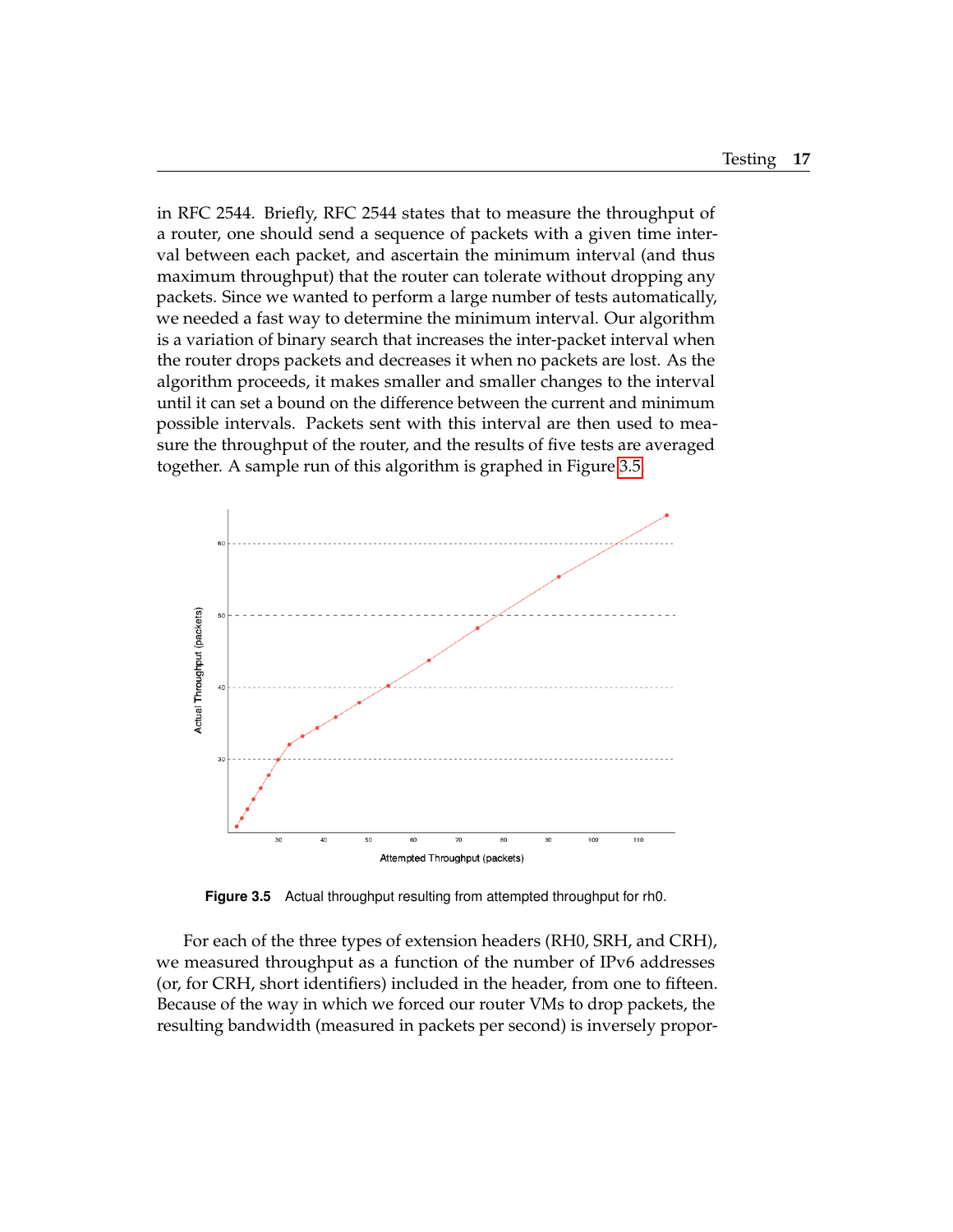in RFC 2544. Briefly, RFC 2544 states that to measure the throughput of a router, one should send a sequence of packets with a given time interval between each packet, and ascertain the minimum interval (and thus maximum throughput) that the router can tolerate without dropping any packets. Since we wanted to perform a large number of tests automatically, we needed a fast way to determine the minimum interval. Our algorithm is a variation of binary search that increases the inter-packet interval when the router drops packets and decreases it when no packets are lost. As the algorithm proceeds, it makes smaller and smaller changes to the interval until it can set a bound on the difference between the current and minimum possible intervals. Packets sent with this interval are then used to measure the throughput of the router, and the results of five tests are averaged together. A sample run of this algorithm is graphed in Figure 3.5

**Figure 3.5** Actual throughput resulting from attempted throughput for rh0.

For each of the three types of extension headers (RH0, SRH, and CRH), we measured throughput as a function of the number of IPv6 addresses (or, for CRH, short identifiers) included in the header, from one to fifteen. Because of the way in which we forced our router VMs to drop packets, the resulting bandwidth (measured in packets per second) is inversely propor-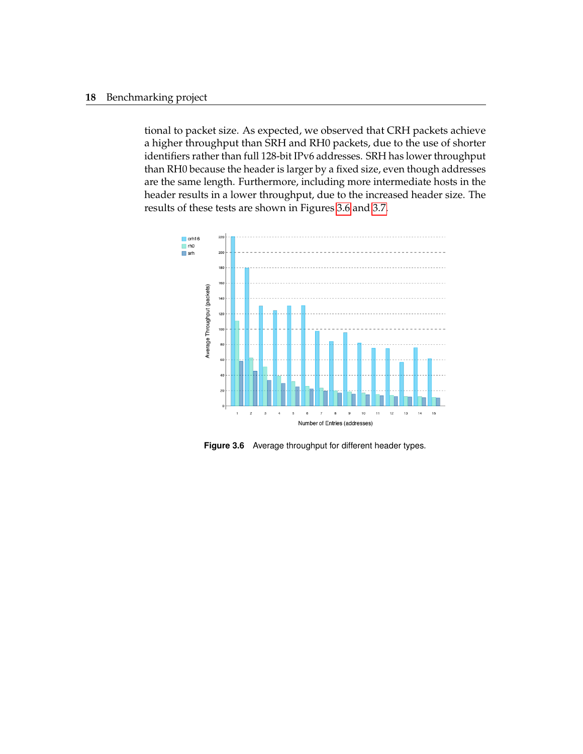tional to packet size. As expected, we observed that CRH packets achieve a higher throughput than SRH and RH0 packets, due to the use of shorter identifiers rather than full 128-bit IPv6 addresses. SRH has lower throughput than RH0 because the header is larger by a fixed size, even though addresses are the same length. Furthermore, including more intermediate hosts in the header results in a lower throughput, due to the increased header size. The results of these tests are shown in Figures 3.6 and 3.7.

**Figure 3.6** Average throughput for different header types.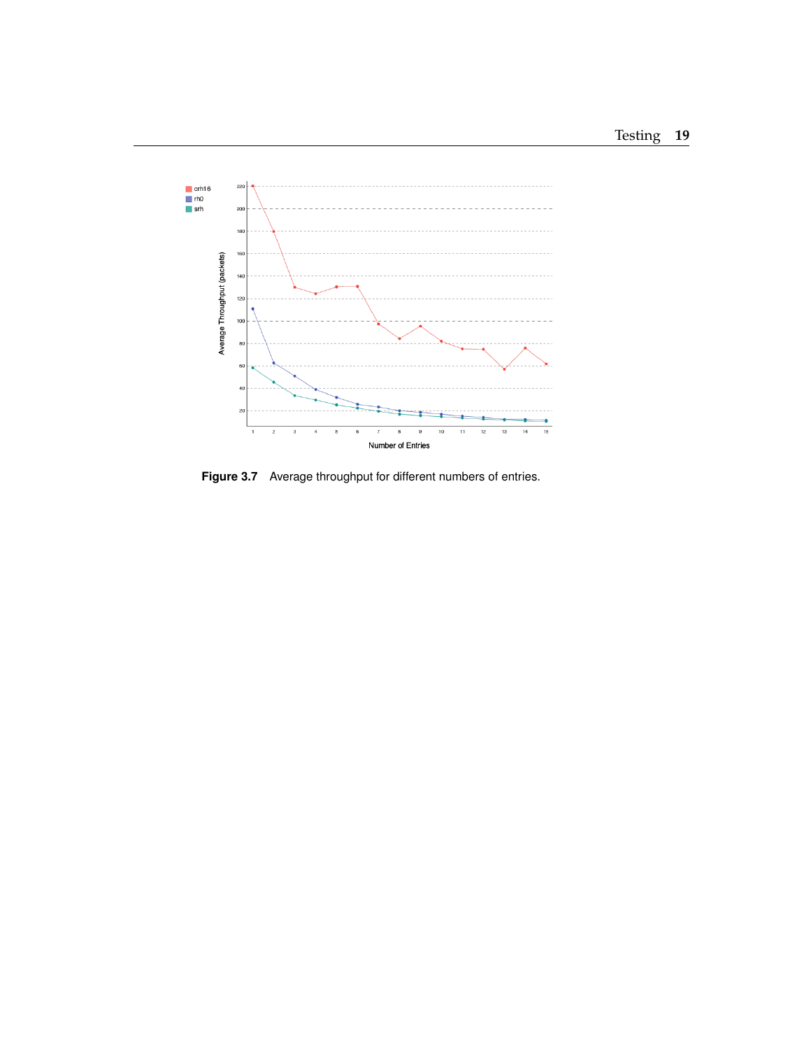Figure 3.7 Average throughput for different numbers of entries.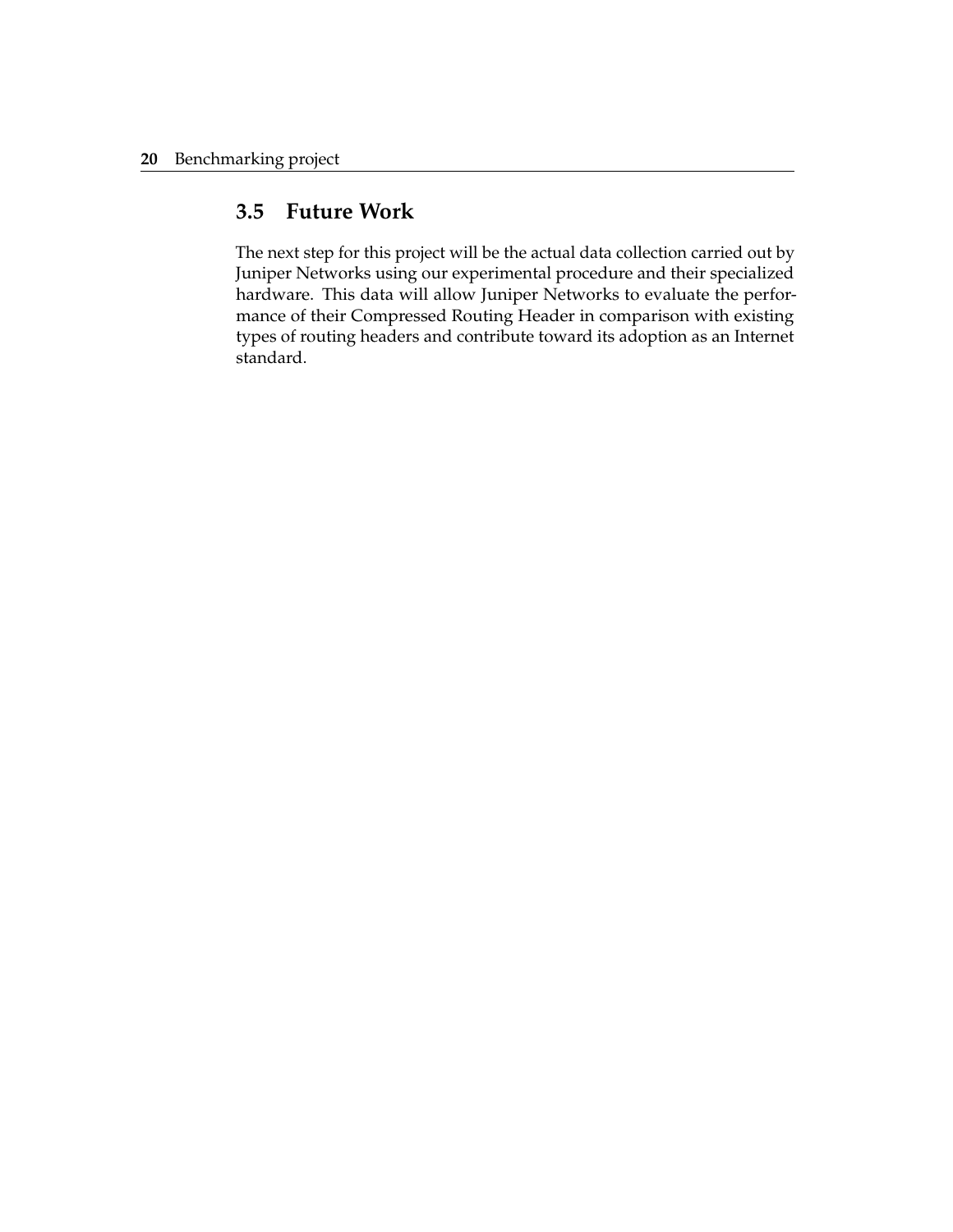## 3.5 Future Work

The next step for this project will be the actual data collection carried out by Juniper Networks using our experimental procedure and their specialized hardware. This data will allow Juniper Networks to evaluate the performance of their Compressed Routing Header in comparison with existing types of routing headers and contribute toward its adoption as an Internet standard.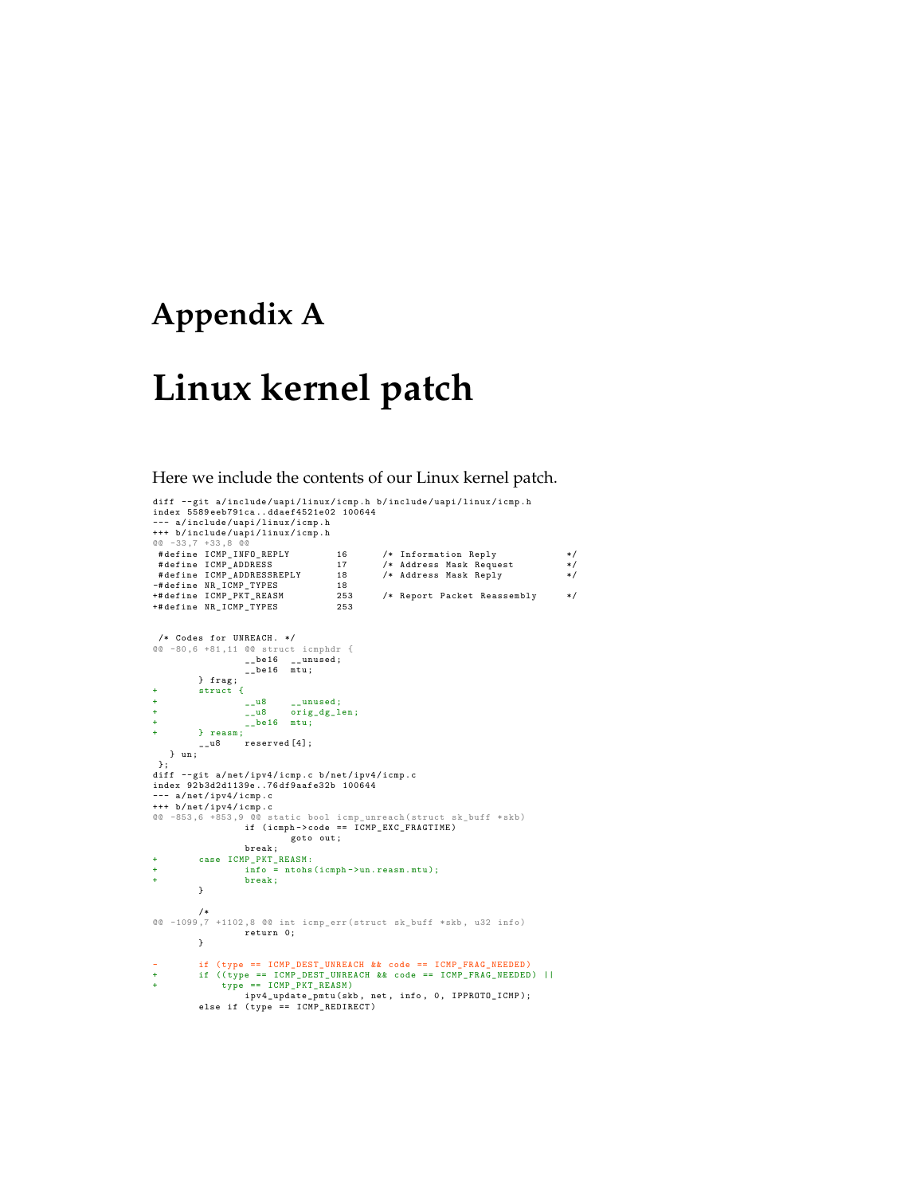# Appendix A

# Linux kernel patch

Here we include the contents of our Linux kernel patch.

```
diff --git a/include/uapi/linux/icmp.h b/include/uapi/linux/icmp.h
index 5589eeb791ca..ddaef4521e02 100644
--- a/include/uapi/linux/icmp.h
+++ b/include/uapi/linux/icmp.h
@@ -33,7 +33,8 @@
 #define ICMP_INFO_REPLY         16      /* Information Reply            */
 #define ICMP_ADDRESS            17      /* Address Mask Request         */
 #define ICMP_ADDRESSREPLY       18      /* Address Mask Reply           */
-#define NR_ICMP_TYPES           18
+#define ICMP_PKT_REASM          253     /* Report Packet Reassembly     */
+#define NR_ICMP_TYPES           253


 /* Codes for UNREACH. */
@@ -80,6 +81,11 @@ struct icmphdr {
                __be16  __unused;
                __be16  mtu;
        } frag;
+       struct {
+               __u8    __unused;
+               __u8    orig_dg_len;
+               __be16  mtu;
+       } reasm;
        __u8    reserved[4];
   } un;
 };
diff --git a/net/ipv4/icmp.c b/net/ipv4/icmp.c
index 92b3d2d1139e..76df9aafe32b 100644
--- a/net/ipv4/icmp.c
+++ b/net/ipv4/icmp.c
@@ -853,6 +853,9 @@ static bool icmp_unreach(struct sk_buff *skb)
                if (icmph->code == ICMP_EXC_FRAGTIME)
                        goto out;
                break;
+       case ICMP_PKT_REASM:
+               info = ntohs(icmph->un.reasm.mtu);
+               break;
        }

        /*
@@ -1099,7 +1102,8 @@ int icmp_err(struct sk_buff *skb, u32 info)
                return 0;
        }

-       if (type == ICMP_DEST_UNREACH && code == ICMP_FRAG_NEEDED)
+       if ((type == ICMP_DEST_UNREACH && code == ICMP_FRAG_NEEDED) ||
+           type == ICMP_PKT_REASM)
                ipv4_update_pmtu(skb, net, info, 0, IPPROTO_ICMP);
        else if (type == ICMP_REDIRECT)
```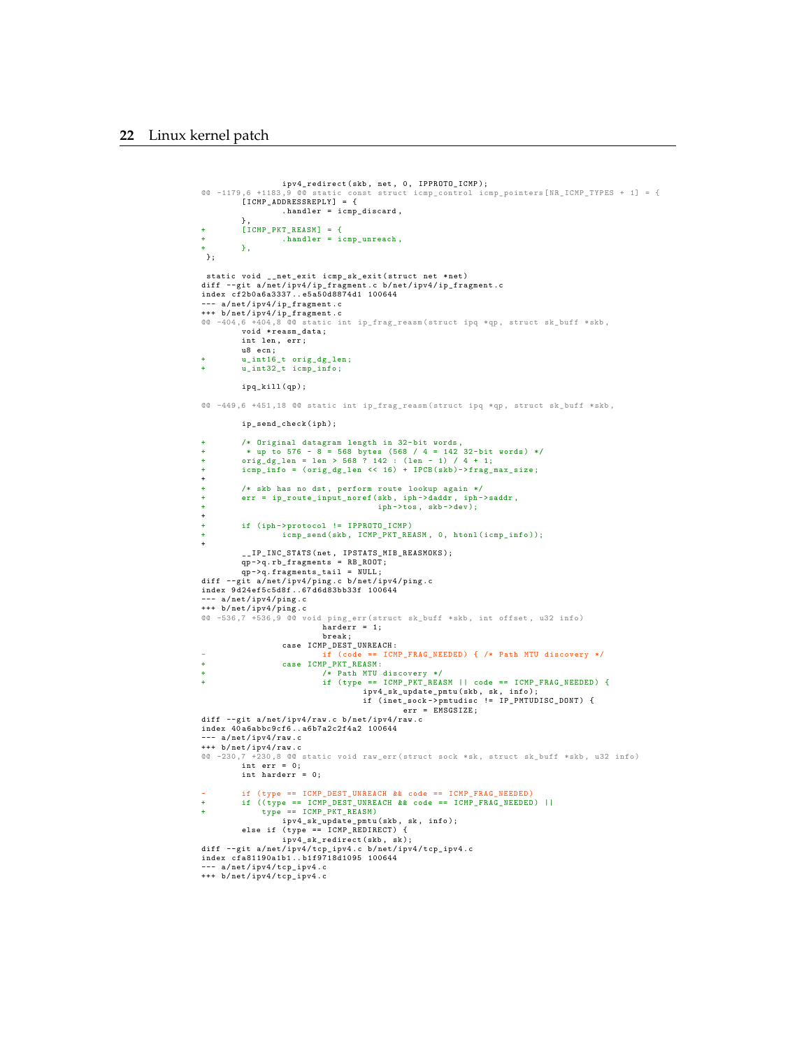```
                ipv4_redirect(skb, net, 0, IPPROTO_ICMP);
@@ -1179,6 +1183,9 @@ static const struct icmp_control icmp_pointers[NR_ICMP_TYPES + 1] = {
        [ICMP_ADDRESSREPLY] = {
                .handler = icmp_discard,
        },
+       [ICMP_PKT_REASM] = {
+               .handler = icmp_unreach,
+       },
 };

 static void __net_exit icmp_sk_exit(struct net *net)
diff --git a/net/ipv4/ip_fragment.c b/net/ipv4/ip_fragment.c
index cf2b0a6a3337..e5a50d8874d1 100644
--- a/net/ipv4/ip_fragment.c
+++ b/net/ipv4/ip_fragment.c
@@ -404,6 +404,8 @@ static int ip_frag_reasm(struct ipq *qp, struct sk_buff *skb,
        void *reasm_data;
        int len, err;
        u8 ecn;
+       u_int16_t orig_dg_len;
+       u_int32_t icmp_info;

        ipq_kill(qp);

@@ -449,6 +451,18 @@ static int ip_frag_reasm(struct ipq *qp, struct sk_buff *skb,

        ip_send_check(iph);

+       /* Original datagram length in 32-bit words,
+        * up to 576 - 8 = 568 bytes (568 / 4 = 142 32-bit words) */
+       orig_dg_len = len > 568 ? 142 : (len - 1) / 4 + 1;
+       icmp_info = (orig_dg_len << 16) + IPCB(skb)->frag_max_size;
+
+       /* skb has no dst, perform route lookup again */
+       err = ip_route_input_noref(skb, iph->daddr, iph->saddr,
+                                  iph->tos, skb->dev);
+
+       if (iph->protocol != IPPROTO_ICMP)
+               icmp_send(skb, ICMP_PKT_REASM, 0, htonl(icmp_info));
+
        __IP_INC_STATS(net, IPSTATS_MIB_REASMOKS);
        qp->q.rb_fragments = RB_ROOT;
        qp->q.fragments_tail = NULL;
diff --git a/net/ipv4/ping.c b/net/ipv4/ping.c
index 9d24ef5c5d8f..67d6d83bb33f 100644
--- a/net/ipv4/ping.c
+++ b/net/ipv4/ping.c
@@ -536,7 +536,9 @@ void ping_err(struct sk_buff *skb, int offset, u32 info)
                        harderr = 1;
                        break;
                case ICMP_DEST_UNREACH:
-                       if (code == ICMP_FRAG_NEEDED) { /* Path MTU discovery */
+               case ICMP_PKT_REASM:
+                       /* Path MTU discovery */
+                       if (type == ICMP_PKT_REASM || code == ICMP_FRAG_NEEDED) {
                                ipv4_sk_update_pmtu(skb, sk, info);
                                if (inet_sock->pmtudisc != IP_PMTUDISC_DONT) {
                                        err = EMSGSIZE;
diff --git a/net/ipv4/raw.c b/net/ipv4/raw.c
index 40a6abbc9cf6..a6b7a2c2f4a2 100644
--- a/net/ipv4/raw.c
+++ b/net/ipv4/raw.c
@@ -230,7 +230,8 @@ static void raw_err(struct sock *sk, struct sk_buff *skb, u32 info)
        int err = 0;
        int harderr = 0;

-       if (type == ICMP_DEST_UNREACH && code == ICMP_FRAG_NEEDED)
+       if ((type == ICMP_DEST_UNREACH && code == ICMP_FRAG_NEEDED) ||
+           type == ICMP_PKT_REASM)
                ipv4_sk_update_pmtu(skb, sk, info);
        else if (type == ICMP_REDIRECT) {
                ipv4_sk_redirect(skb, sk);
diff --git a/net/ipv4/tcp_ipv4.c b/net/ipv4/tcp_ipv4.c
index cfa81190a1b1..b1f9718d1095 100644
--- a/net/ipv4/tcp_ipv4.c
+++ b/net/ipv4/tcp_ipv4.c
```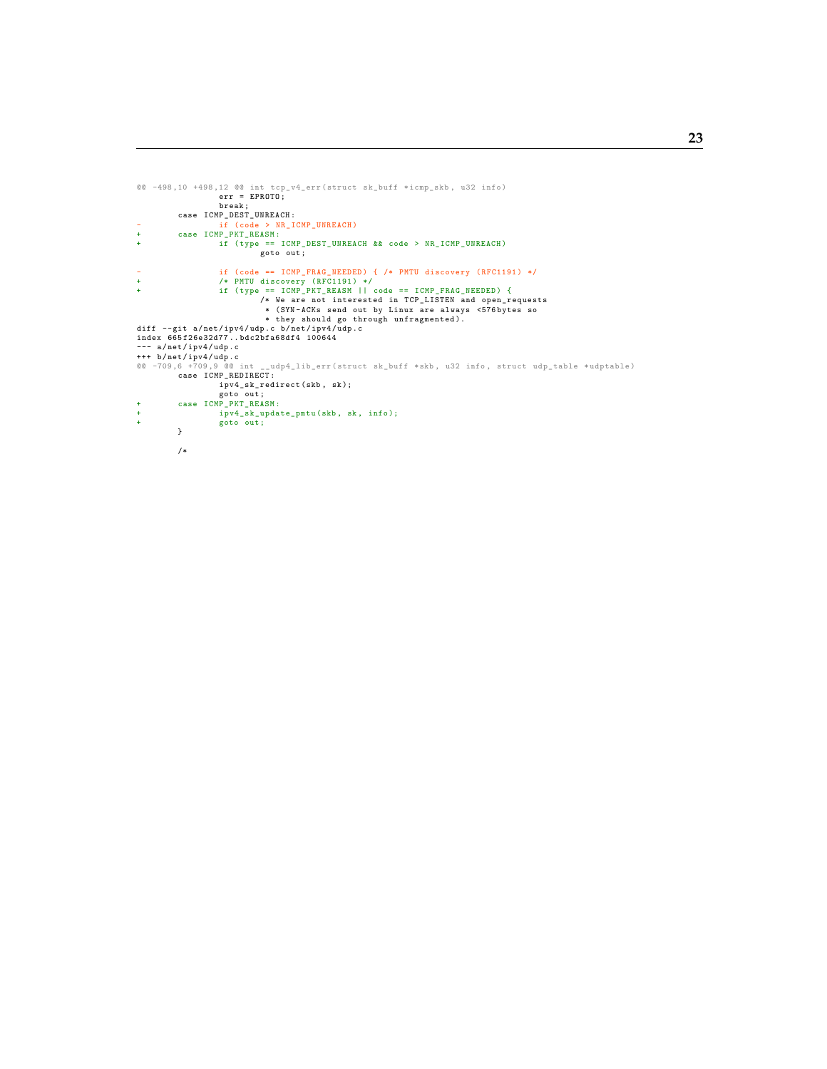```
@@ -498,10 +498,12 @@ int tcp_v4_err(struct sk_buff *icmp_skb, u32 info)
                err = EPROTO;
                break;
        case ICMP_DEST_UNREACH:
-               if (code > NR_ICMP_UNREACH)
+       case ICMP_PKT_REASM:
+               if (type == ICMP_DEST_UNREACH && code > NR_ICMP_UNREACH)
                        goto out;

-               if (code == ICMP_FRAG_NEEDED) { /* PMTU discovery (RFC1191) */
+               /* PMTU discovery (RFC1191) */
+               if (type == ICMP_PKT_REASM || code == ICMP_FRAG_NEEDED) {
                        /* We are not interested in TCP_LISTEN and open_requests
                         * (SYN-ACKs send out by Linux are always <576bytes so
                         * they should go through unfragmented).
diff --git a/net/ipv4/udp.c b/net/ipv4/udp.c
index 665f26e32d77..bdc2bfa68df4 100644
--- a/net/ipv4/udp.c
+++ b/net/ipv4/udp.c
@@ -709,6 +709,9 @@ int __udp4_lib_err(struct sk_buff *skb, u32 info, struct udp_table *udptable)
        case ICMP_REDIRECT:
                ipv4_sk_redirect(skb, sk);
                goto out;
+       case ICMP_PKT_REASM:
+               ipv4_sk_update_pmtu(skb, sk, info);
+               goto out;
        }

        /*
```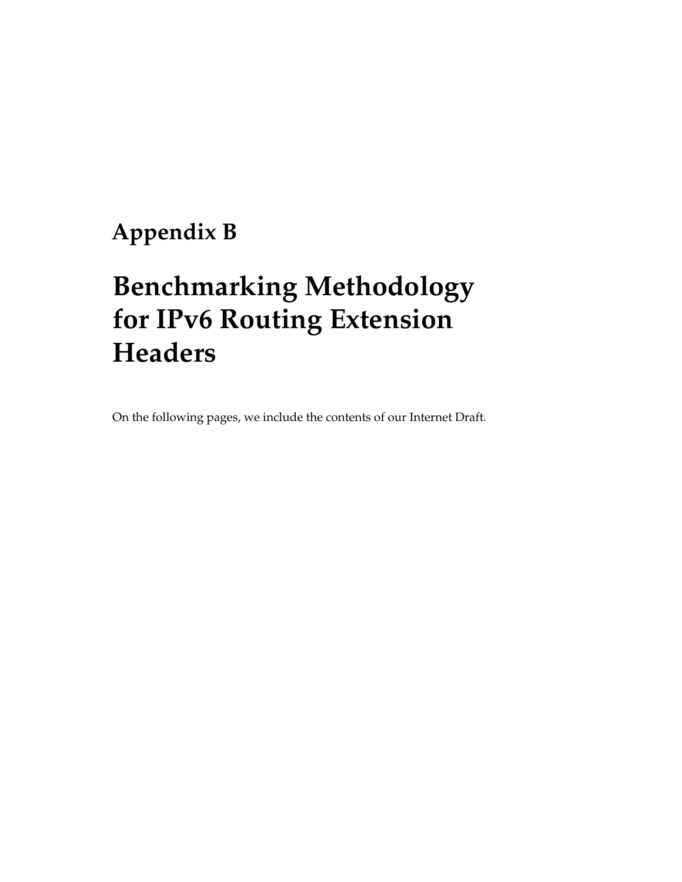# Appendix B

# Benchmarking Methodology for IPv6 Routing Extension Headers

On the following pages, we include the contents of our Internet Draft.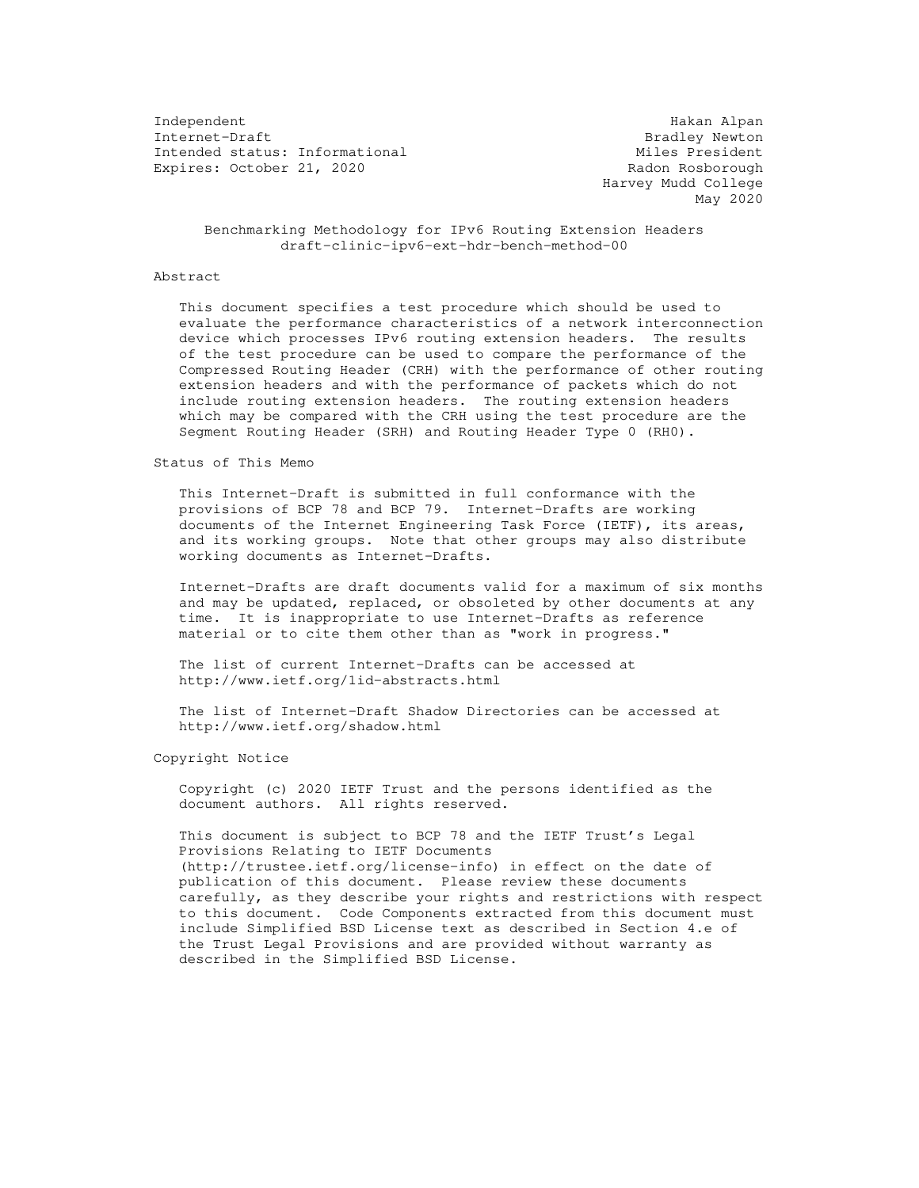Independent                                              Hakan Alpan
Internet-Draft                                        Bradley Newton
Intended status: Informational                       Miles President
Expires: October 21, 2020                          Radon Rosborough
                                                  Harvey Mudd College
                                                             May 2020

# Benchmarking Methodology for IPv6 Routing Extension Headers

draft-clinic-ipv6-ext-hdr-bench-method-00

## Abstract

This document specifies a test procedure which should be used to evaluate the performance characteristics of a network interconnection device which processes IPv6 routing extension headers. The results of the test procedure can be used to compare the performance of the Compressed Routing Header (CRH) with the performance of other routing extension headers and with the performance of packets which do not include routing extension headers. The routing extension headers which may be compared with the CRH using the test procedure are the Segment Routing Header (SRH) and Routing Header Type 0 (RH0).

## Status of This Memo

This Internet-Draft is submitted in full conformance with the provisions of BCP 78 and BCP 79. Internet-Drafts are working documents of the Internet Engineering Task Force (IETF), its areas, and its working groups. Note that other groups may also distribute working documents as Internet-Drafts.

Internet-Drafts are draft documents valid for a maximum of six months and may be updated, replaced, or obsoleted by other documents at any time. It is inappropriate to use Internet-Drafts as reference material or to cite them other than as "work in progress."

The list of current Internet-Drafts can be accessed at http://www.ietf.org/1id-abstracts.html

The list of Internet-Draft Shadow Directories can be accessed at http://www.ietf.org/shadow.html

## Copyright Notice

Copyright (c) 2020 IETF Trust and the persons identified as the document authors. All rights reserved.

This document is subject to BCP 78 and the IETF Trust's Legal Provisions Relating to IETF Documents (http://trustee.ietf.org/license-info) in effect on the date of publication of this document. Please review these documents carefully, as they describe your rights and restrictions with respect to this document. Code Components extracted from this document must include Simplified BSD License text as described in Section 4.e of the Trust Legal Provisions and are provided without warranty as described in the Simplified BSD License.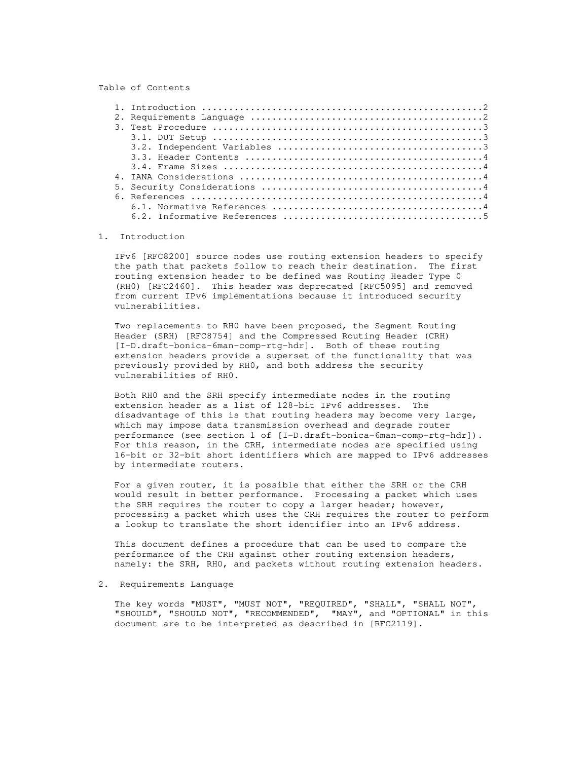Table of Contents

1. Introduction ....................................................2
2. Requirements Language ...........................................2
3. Test Procedure ..................................................3
   3.1. DUT Setup ..................................................3
   3.2. Independent Variables ......................................3
   3.3. Header Contents ............................................4
   3.4. Frame Sizes ................................................4
4. IANA Considerations .............................................4
5. Security Considerations .........................................4
6. References ......................................................4
   6.1. Normative References .......................................4
   6.2. Informative References .....................................5

# 1. Introduction

IPv6 [RFC8200] source nodes use routing extension headers to specify the path that packets follow to reach their destination. The first routing extension header to be defined was Routing Header Type 0 (RH0) [RFC2460]. This header was deprecated [RFC5095] and removed from current IPv6 implementations because it introduced security vulnerabilities.

Two replacements to RH0 have been proposed, the Segment Routing Header (SRH) [RFC8754] and the Compressed Routing Header (CRH) [I-D.draft-bonica-6man-comp-rtg-hdr]. Both of these routing extension headers provide a superset of the functionality that was previously provided by RH0, and both address the security vulnerabilities of RH0.

Both RH0 and the SRH specify intermediate nodes in the routing extension header as a list of 128-bit IPv6 addresses. The disadvantage of this is that routing headers may become very large, which may impose data transmission overhead and degrade router performance (see section 1 of [I-D.draft-bonica-6man-comp-rtg-hdr]). For this reason, in the CRH, intermediate nodes are specified using 16-bit or 32-bit short identifiers which are mapped to IPv6 addresses by intermediate routers.

For a given router, it is possible that either the SRH or the CRH would result in better performance. Processing a packet which uses the SRH requires the router to copy a larger header; however, processing a packet which uses the CRH requires the router to perform a lookup to translate the short identifier into an IPv6 address.

This document defines a procedure that can be used to compare the performance of the CRH against other routing extension headers, namely: the SRH, RH0, and packets without routing extension headers.

# 2. Requirements Language

The key words "MUST", "MUST NOT", "REQUIRED", "SHALL", "SHALL NOT", "SHOULD", "SHOULD NOT", "RECOMMENDED", "MAY", and "OPTIONAL" in this document are to be interpreted as described in [RFC2119].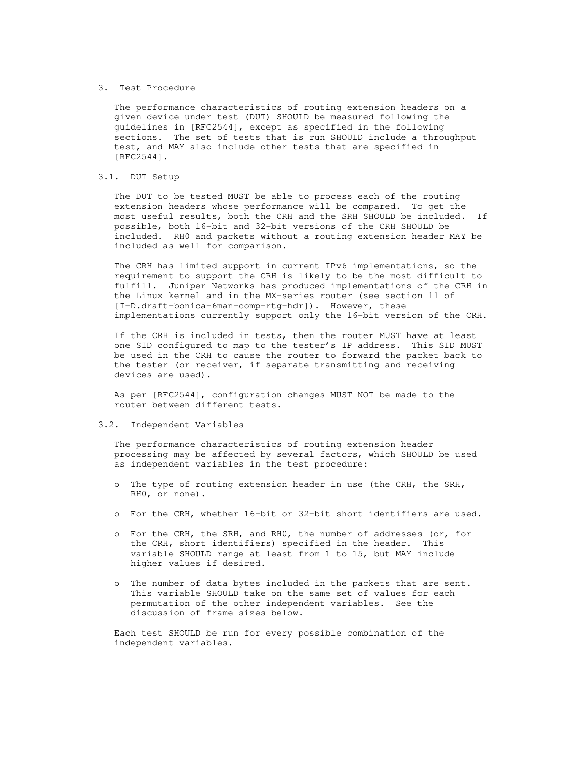## 3. Test Procedure

The performance characteristics of routing extension headers on a given device under test (DUT) SHOULD be measured following the guidelines in [RFC2544], except as specified in the following sections. The set of tests that is run SHOULD include a throughput test, and MAY also include other tests that are specified in [RFC2544].

### 3.1. DUT Setup

The DUT to be tested MUST be able to process each of the routing extension headers whose performance will be compared. To get the most useful results, both the CRH and the SRH SHOULD be included. If possible, both 16-bit and 32-bit versions of the CRH SHOULD be included. RH0 and packets without a routing extension header MAY be included as well for comparison.

The CRH has limited support in current IPv6 implementations, so the requirement to support the CRH is likely to be the most difficult to fulfill. Juniper Networks has produced implementations of the CRH in the Linux kernel and in the MX-series router (see section 11 of [I-D.draft-bonica-6man-comp-rtg-hdr]). However, these implementations currently support only the 16-bit version of the CRH.

If the CRH is included in tests, then the router MUST have at least one SID configured to map to the tester's IP address. This SID MUST be used in the CRH to cause the router to forward the packet back to the tester (or receiver, if separate transmitting and receiving devices are used).

As per [RFC2544], configuration changes MUST NOT be made to the router between different tests.

### 3.2. Independent Variables

The performance characteristics of routing extension header processing may be affected by several factors, which SHOULD be used as independent variables in the test procedure:

- The type of routing extension header in use (the CRH, the SRH, RH0, or none).
- For the CRH, whether 16-bit or 32-bit short identifiers are used.
- For the CRH, the SRH, and RH0, the number of addresses (or, for the CRH, short identifiers) specified in the header. This variable SHOULD range at least from 1 to 15, but MAY include higher values if desired.
- The number of data bytes included in the packets that are sent. This variable SHOULD take on the same set of values for each permutation of the other independent variables. See the discussion of frame sizes below.

Each test SHOULD be run for every possible combination of the independent variables.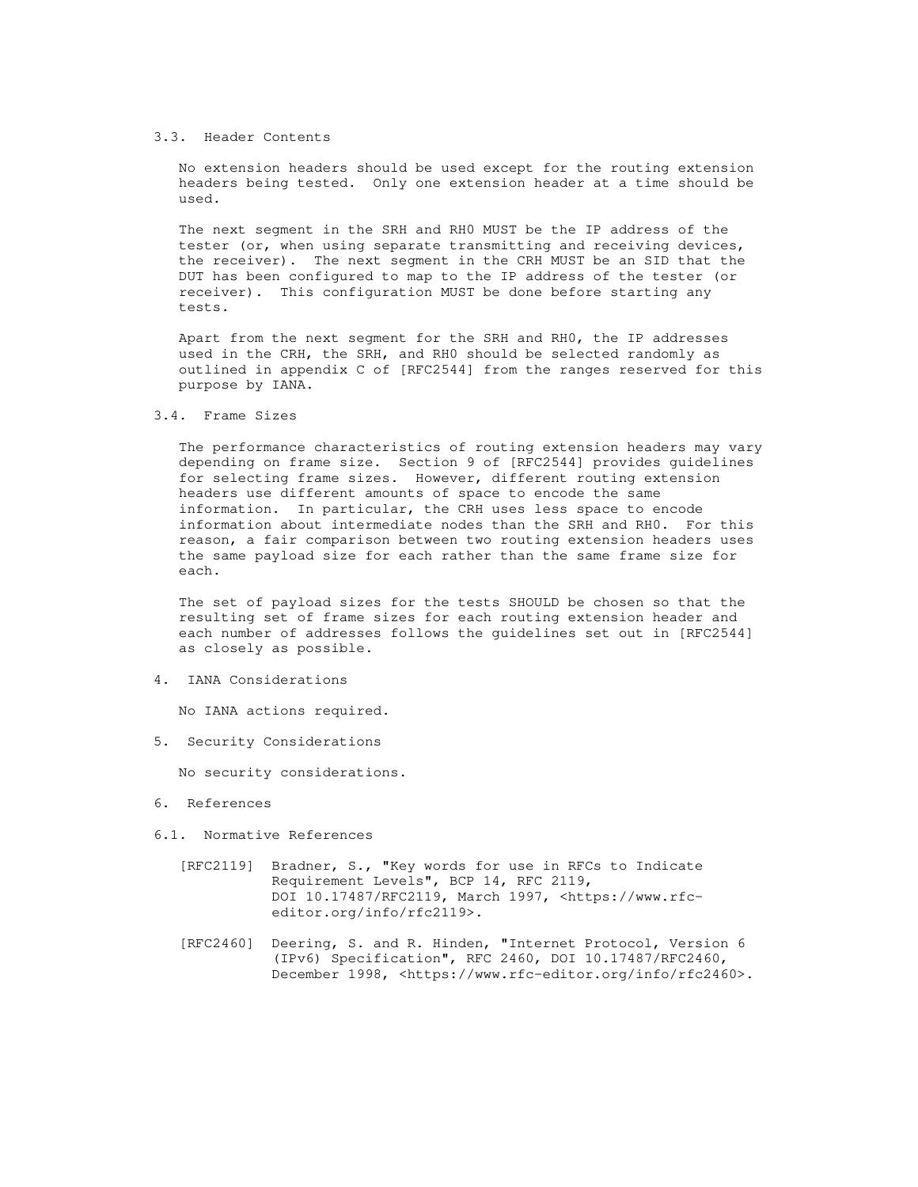### 3.3. Header Contents

No extension headers should be used except for the routing extension headers being tested. Only one extension header at a time should be used.

The next segment in the SRH and RH0 MUST be the IP address of the tester (or, when using separate transmitting and receiving devices, the receiver). The next segment in the CRH MUST be an SID that the DUT has been configured to map to the IP address of the tester (or receiver). This configuration MUST be done before starting any tests.

Apart from the next segment for the SRH and RH0, the IP addresses used in the CRH, the SRH, and RH0 should be selected randomly as outlined in appendix C of [RFC2544] from the ranges reserved for this purpose by IANA.

### 3.4. Frame Sizes

The performance characteristics of routing extension headers may vary depending on frame size. Section 9 of [RFC2544] provides guidelines for selecting frame sizes. However, different routing extension headers use different amounts of space to encode the same information. In particular, the CRH uses less space to encode information about intermediate nodes than the SRH and RH0. For this reason, a fair comparison between two routing extension headers uses the same payload size for each rather than the same frame size for each.

The set of payload sizes for the tests SHOULD be chosen so that the resulting set of frame sizes for each routing extension header and each number of addresses follows the guidelines set out in [RFC2544] as closely as possible.

## 4. IANA Considerations

No IANA actions required.

## 5. Security Considerations

No security considerations.

## 6. References

### 6.1. Normative References

[RFC2119] Bradner, S., "Key words for use in RFCs to Indicate Requirement Levels", BCP 14, RFC 2119, DOI 10.17487/RFC2119, March 1997, <https://www.rfc-editor.org/info/rfc2119>.

[RFC2460] Deering, S. and R. Hinden, "Internet Protocol, Version 6 (IPv6) Specification", RFC 2460, DOI 10.17487/RFC2460, December 1998, <https://www.rfc-editor.org/info/rfc2460>.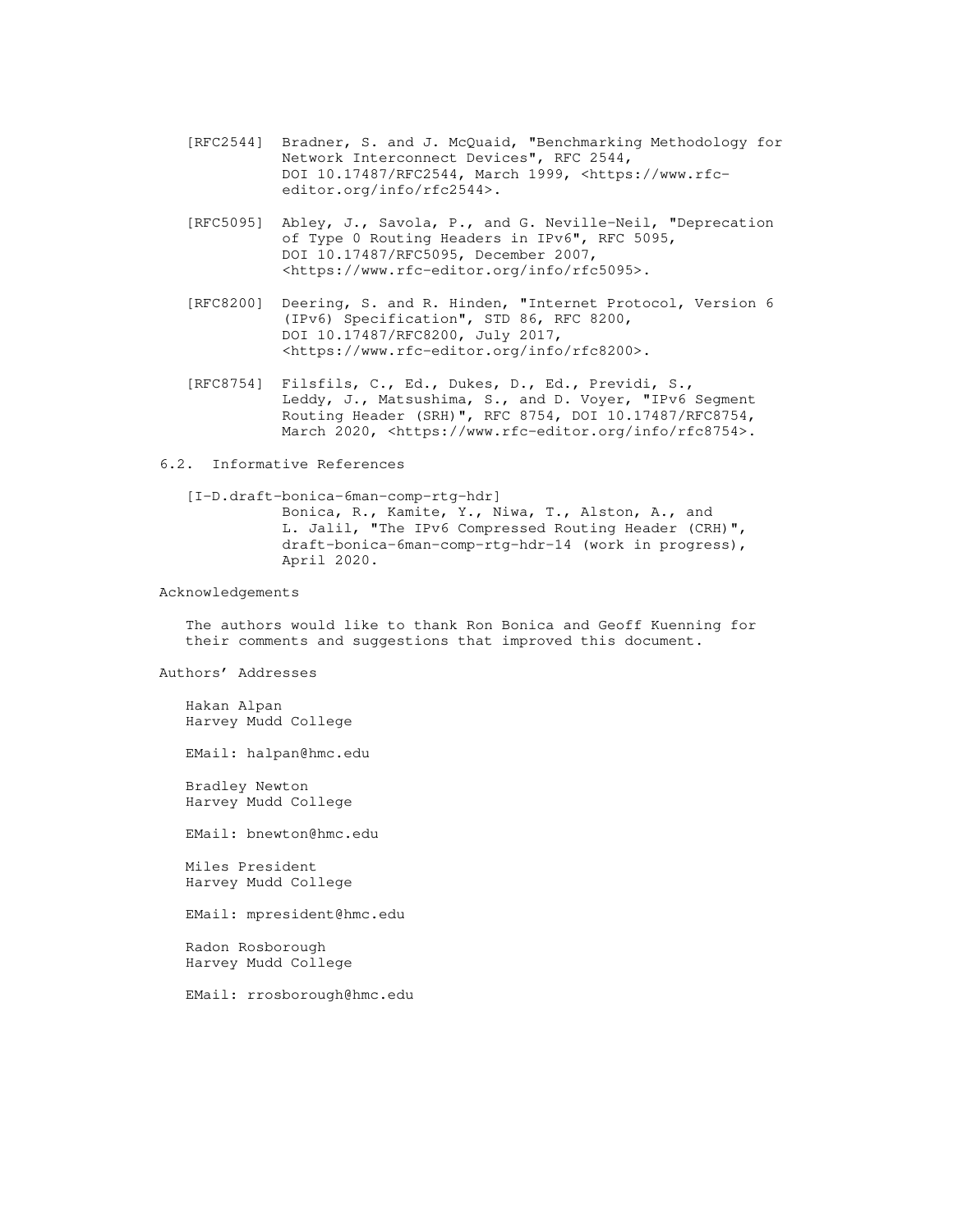[RFC2544] Bradner, S. and J. McQuaid, "Benchmarking Methodology for Network Interconnect Devices", RFC 2544, DOI 10.17487/RFC2544, March 1999, <https://www.rfc-editor.org/info/rfc2544>.

[RFC5095] Abley, J., Savola, P., and G. Neville-Neil, "Deprecation of Type 0 Routing Headers in IPv6", RFC 5095, DOI 10.17487/RFC5095, December 2007, <https://www.rfc-editor.org/info/rfc5095>.

[RFC8200] Deering, S. and R. Hinden, "Internet Protocol, Version 6 (IPv6) Specification", STD 86, RFC 8200, DOI 10.17487/RFC8200, July 2017, <https://www.rfc-editor.org/info/rfc8200>.

[RFC8754] Filsfils, C., Ed., Dukes, D., Ed., Previdi, S., Leddy, J., Matsushima, S., and D. Voyer, "IPv6 Segment Routing Header (SRH)", RFC 8754, DOI 10.17487/RFC8754, March 2020, <https://www.rfc-editor.org/info/rfc8754>.

### 6.2. Informative References

[I-D.draft-bonica-6man-comp-rtg-hdr] Bonica, R., Kamite, Y., Niwa, T., Alston, A., and L. Jalil, "The IPv6 Compressed Routing Header (CRH)", draft-bonica-6man-comp-rtg-hdr-14 (work in progress), April 2020.

## Acknowledgements

The authors would like to thank Ron Bonica and Geoff Kuenning for their comments and suggestions that improved this document.

## Authors' Addresses

Hakan Alpan
Harvey Mudd College

EMail: halpan@hmc.edu

Bradley Newton
Harvey Mudd College

EMail: bnewton@hmc.edu

Miles President
Harvey Mudd College

EMail: mpresident@hmc.edu

Radon Rosborough
Harvey Mudd College

EMail: rrosborough@hmc.edu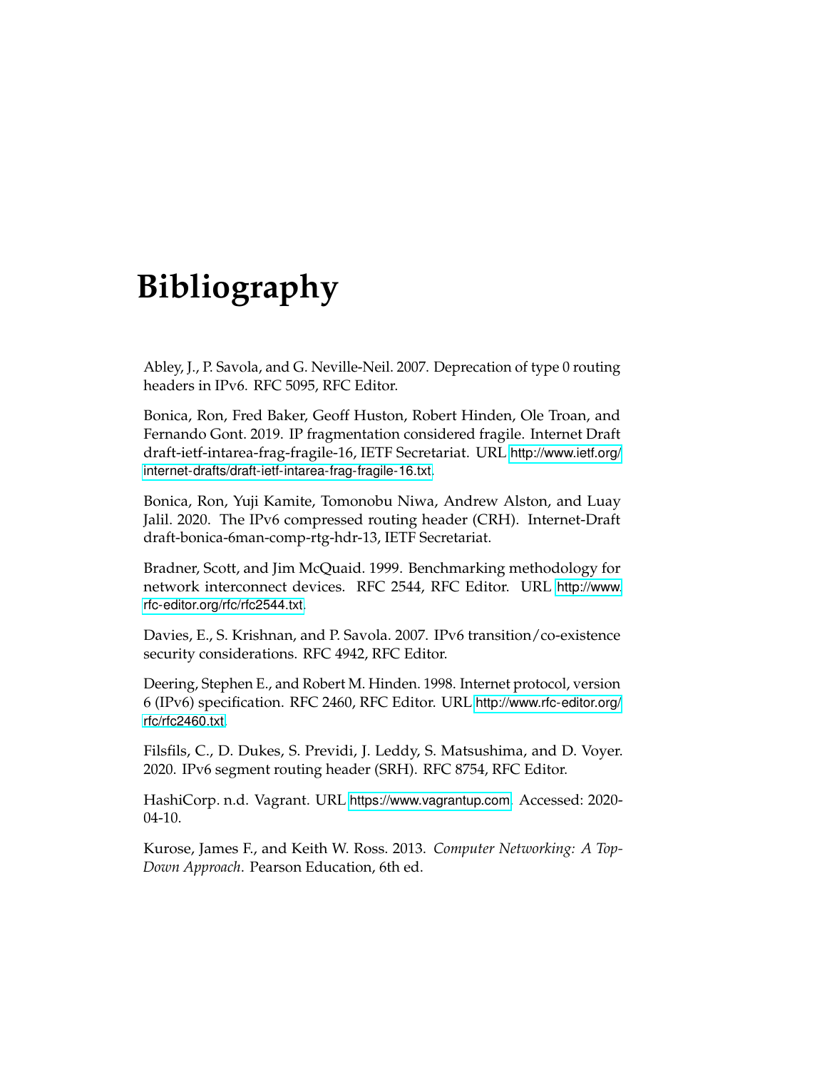# Bibliography

Abley, J., P. Savola, and G. Neville-Neil. 2007. Deprecation of type 0 routing headers in IPv6. RFC 5095, RFC Editor.

Bonica, Ron, Fred Baker, Geoff Huston, Robert Hinden, Ole Troan, and Fernando Gont. 2019. IP fragmentation considered fragile. Internet Draft draft-ietf-intarea-frag-fragile-16, IETF Secretariat. URL http://www.ietf.org/internet-drafts/draft-ietf-intarea-frag-fragile-16.txt.

Bonica, Ron, Yuji Kamite, Tomonobu Niwa, Andrew Alston, and Luay Jalil. 2020. The IPv6 compressed routing header (CRH). Internet-Draft draft-bonica-6man-comp-rtg-hdr-13, IETF Secretariat.

Bradner, Scott, and Jim McQuaid. 1999. Benchmarking methodology for network interconnect devices. RFC 2544, RFC Editor. URL http://www.rfc-editor.org/rfc/rfc2544.txt.

Davies, E., S. Krishnan, and P. Savola. 2007. IPv6 transition/co-existence security considerations. RFC 4942, RFC Editor.

Deering, Stephen E., and Robert M. Hinden. 1998. Internet protocol, version 6 (IPv6) specification. RFC 2460, RFC Editor. URL http://www.rfc-editor.org/rfc/rfc2460.txt.

Filsfils, C., D. Dukes, S. Previdi, J. Leddy, S. Matsushima, and D. Voyer. 2020. IPv6 segment routing header (SRH). RFC 8754, RFC Editor.

HashiCorp. n.d. Vagrant. URL https://www.vagrantup.com. Accessed: 2020-04-10.

Kurose, James F., and Keith W. Ross. 2013. *Computer Networking: A Top-Down Approach*. Pearson Education, 6th ed.